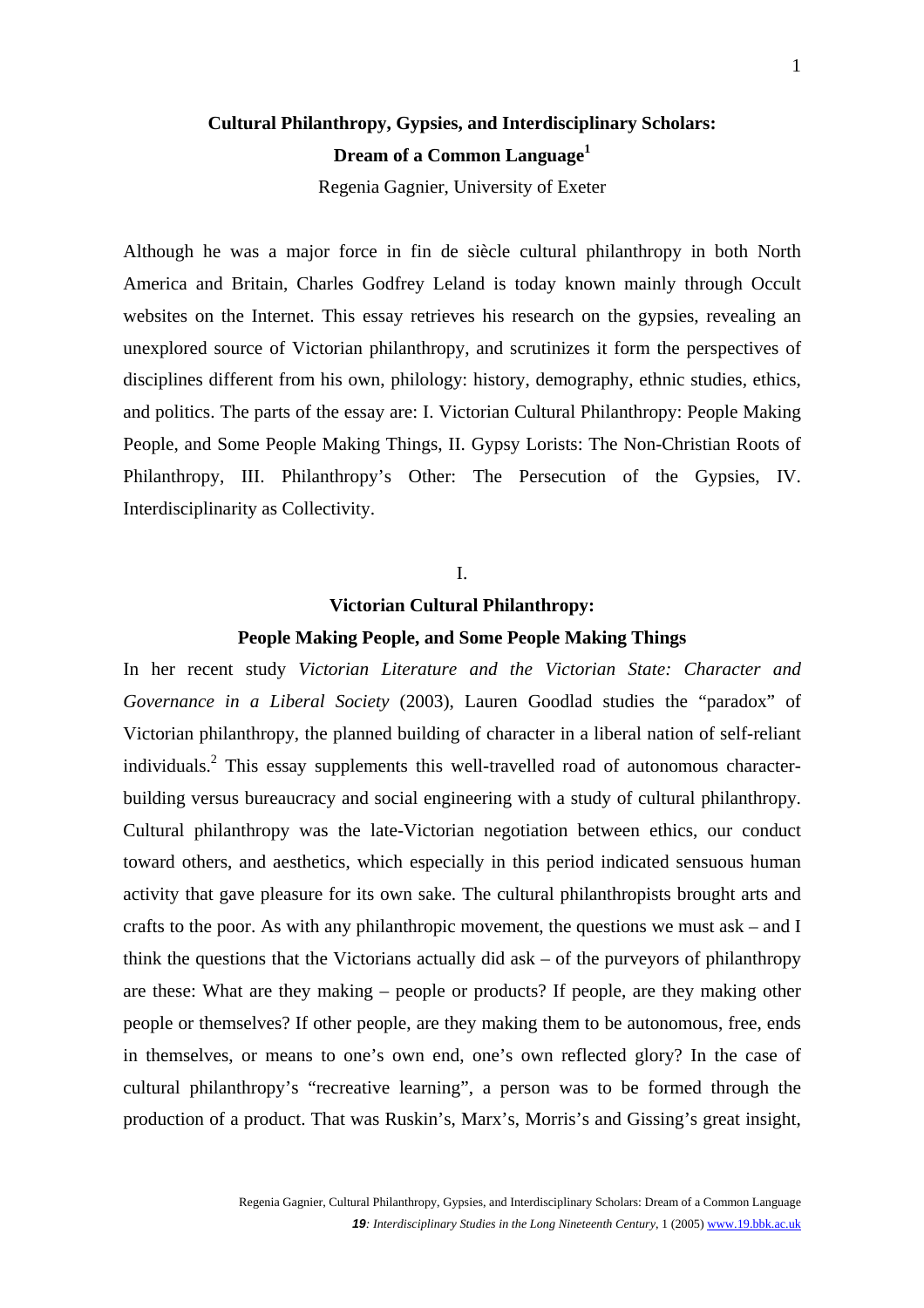# Cultural Philanthropy, Gypsies, and Interdisciplinary Scholars: Dream of a Common Language[1]

Regenia Gagnier, University of Exeter

Although he was a major force in fin de siècle cultural philanthropy in both North America and Britain, Charles Godfrey Leland is today known mainly through Occult websites on the Internet. This essay retrieves his research on the gypsies, revealing an unexplored source of Victorian philanthropy, and scrutinizes it form the perspectives of disciplines different from his own, philology: history, demography, ethnic studies, ethics, and politics. The parts of the essay are: I. Victorian Cultural Philanthropy: People Making People, and Some People Making Things, II. Gypsy Lorists: The Non-Christian Roots of Philanthropy, III. Philanthropy's Other: The Persecution of the Gypsies, IV. Interdisciplinarity as Collectivity.

## I.

## Victorian Cultural Philanthropy: People Making People, and Some People Making Things

In her recent study *Victorian Literature and the Victorian State: Character and Governance in a Liberal Society* (2003), Lauren Goodlad studies the "paradox" of Victorian philanthropy, the planned building of character in a liberal nation of self-reliant individuals.[2] This essay supplements this well-travelled road of autonomous character-building versus bureaucracy and social engineering with a study of cultural philanthropy. Cultural philanthropy was the late-Victorian negotiation between ethics, our conduct toward others, and aesthetics, which especially in this period indicated sensuous human activity that gave pleasure for its own sake. The cultural philanthropists brought arts and crafts to the poor. As with any philanthropic movement, the questions we must ask – and I think the questions that the Victorians actually did ask – of the purveyors of philanthropy are these: What are they making – people or products? If people, are they making other people or themselves? If other people, are they making them to be autonomous, free, ends in themselves, or means to one's own end, one's own reflected glory? In the case of cultural philanthropy's "recreative learning", a person was to be formed through the production of a product. That was Ruskin's, Marx's, Morris's and Gissing's great insight,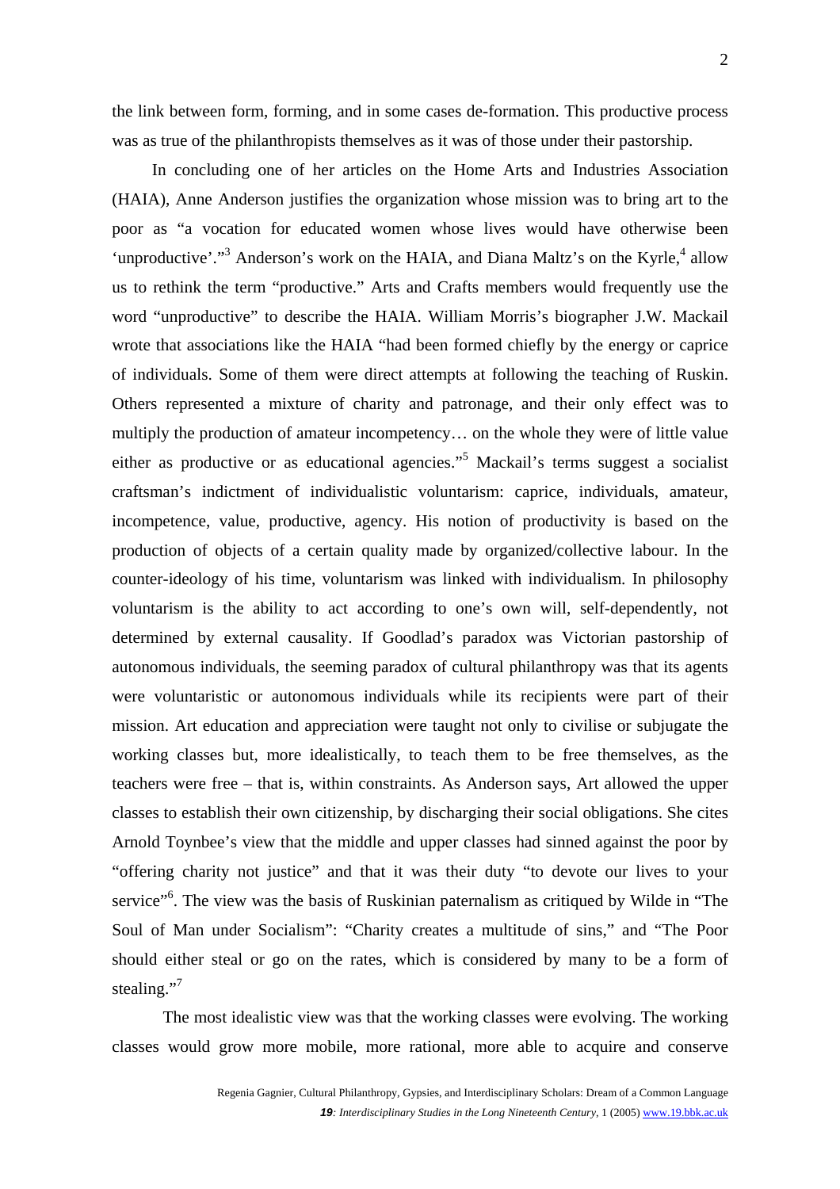the link between form, forming, and in some cases de-formation. This productive process was as true of the philanthropists themselves as it was of those under their pastorship.

In concluding one of her articles on the Home Arts and Industries Association (HAIA), Anne Anderson justifies the organization whose mission was to bring art to the poor as "a vocation for educated women whose lives would have otherwise been 'unproductive'."[3] Anderson's work on the HAIA, and Diana Maltz's on the Kyrle,[4] allow us to rethink the term "productive." Arts and Crafts members would frequently use the word "unproductive" to describe the HAIA. William Morris's biographer J.W. Mackail wrote that associations like the HAIA "had been formed chiefly by the energy or caprice of individuals. Some of them were direct attempts at following the teaching of Ruskin. Others represented a mixture of charity and patronage, and their only effect was to multiply the production of amateur incompetency… on the whole they were of little value either as productive or as educational agencies."[5] Mackail's terms suggest a socialist craftsman's indictment of individualistic voluntarism: caprice, individuals, amateur, incompetence, value, productive, agency. His notion of productivity is based on the production of objects of a certain quality made by organized/collective labour. In the counter-ideology of his time, voluntarism was linked with individualism. In philosophy voluntarism is the ability to act according to one's own will, self-dependently, not determined by external causality. If Goodlad's paradox was Victorian pastorship of autonomous individuals, the seeming paradox of cultural philanthropy was that its agents were voluntaristic or autonomous individuals while its recipients were part of their mission. Art education and appreciation were taught not only to civilise or subjugate the working classes but, more idealistically, to teach them to be free themselves, as the teachers were free – that is, within constraints. As Anderson says, Art allowed the upper classes to establish their own citizenship, by discharging their social obligations. She cites Arnold Toynbee's view that the middle and upper classes had sinned against the poor by "offering charity not justice" and that it was their duty "to devote our lives to your service"[6]. The view was the basis of Ruskinian paternalism as critiqued by Wilde in "The Soul of Man under Socialism": "Charity creates a multitude of sins," and "The Poor should either steal or go on the rates, which is considered by many to be a form of stealing."[7]

The most idealistic view was that the working classes were evolving. The working classes would grow more mobile, more rational, more able to acquire and conserve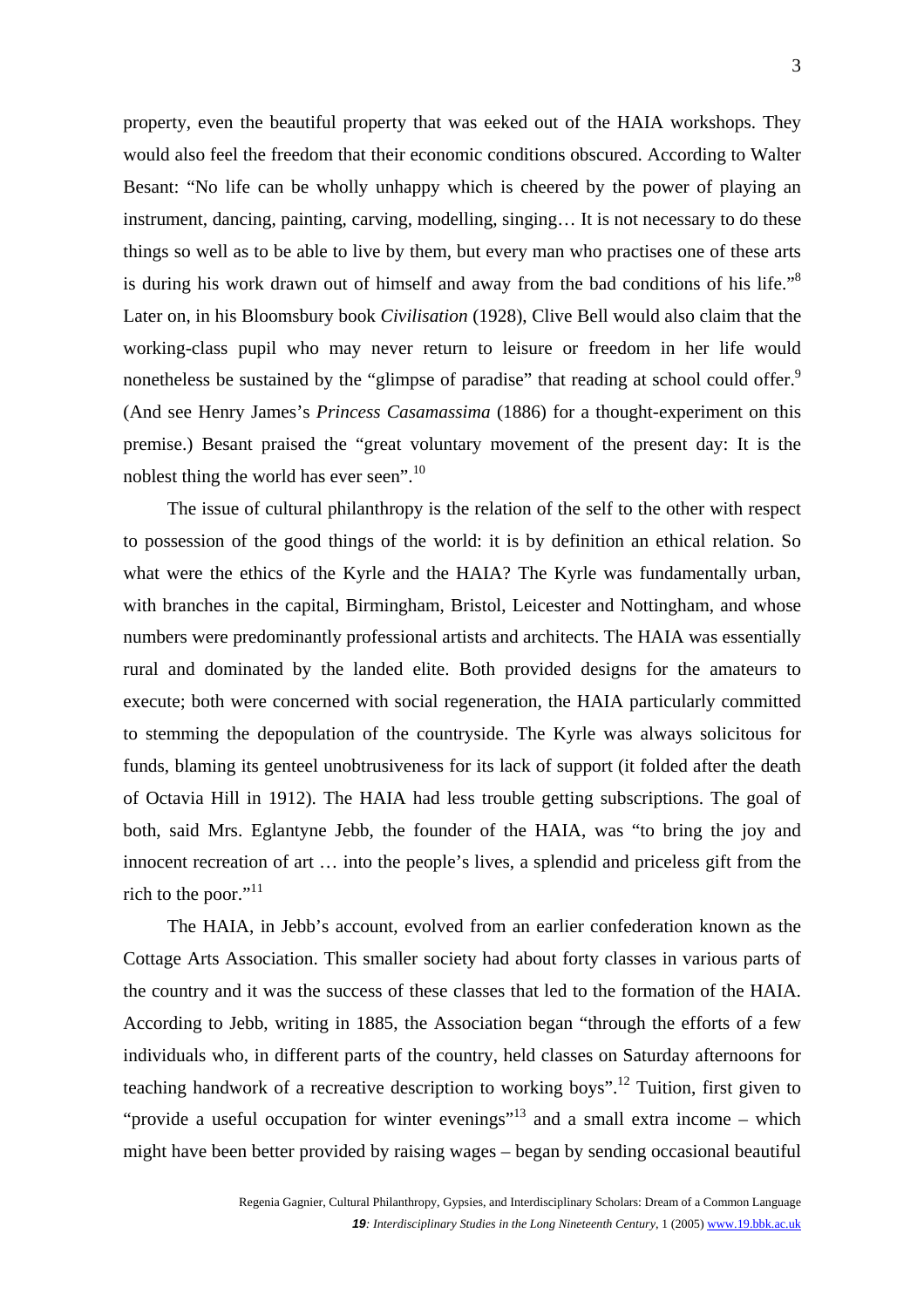property, even the beautiful property that was eeked out of the HAIA workshops. They would also feel the freedom that their economic conditions obscured. According to Walter Besant: "No life can be wholly unhappy which is cheered by the power of playing an instrument, dancing, painting, carving, modelling, singing… It is not necessary to do these things so well as to be able to live by them, but every man who practises one of these arts is during his work drawn out of himself and away from the bad conditions of his life."[8] Later on, in his Bloomsbury book *Civilisation* (1928), Clive Bell would also claim that the working-class pupil who may never return to leisure or freedom in her life would nonetheless be sustained by the "glimpse of paradise" that reading at school could offer.[9] (And see Henry James's *Princess Casamassima* (1886) for a thought-experiment on this premise.) Besant praised the "great voluntary movement of the present day: It is the noblest thing the world has ever seen".[10]

The issue of cultural philanthropy is the relation of the self to the other with respect to possession of the good things of the world: it is by definition an ethical relation. So what were the ethics of the Kyrle and the HAIA? The Kyrle was fundamentally urban, with branches in the capital, Birmingham, Bristol, Leicester and Nottingham, and whose numbers were predominantly professional artists and architects. The HAIA was essentially rural and dominated by the landed elite. Both provided designs for the amateurs to execute; both were concerned with social regeneration, the HAIA particularly committed to stemming the depopulation of the countryside. The Kyrle was always solicitous for funds, blaming its genteel unobtrusiveness for its lack of support (it folded after the death of Octavia Hill in 1912). The HAIA had less trouble getting subscriptions. The goal of both, said Mrs. Eglantyne Jebb, the founder of the HAIA, was "to bring the joy and innocent recreation of art … into the people's lives, a splendid and priceless gift from the rich to the poor."[11]

The HAIA, in Jebb's account, evolved from an earlier confederation known as the Cottage Arts Association. This smaller society had about forty classes in various parts of the country and it was the success of these classes that led to the formation of the HAIA. According to Jebb, writing in 1885, the Association began "through the efforts of a few individuals who, in different parts of the country, held classes on Saturday afternoons for teaching handwork of a recreative description to working boys".[12] Tuition, first given to "provide a useful occupation for winter evenings"[13] and a small extra income – which might have been better provided by raising wages – began by sending occasional beautiful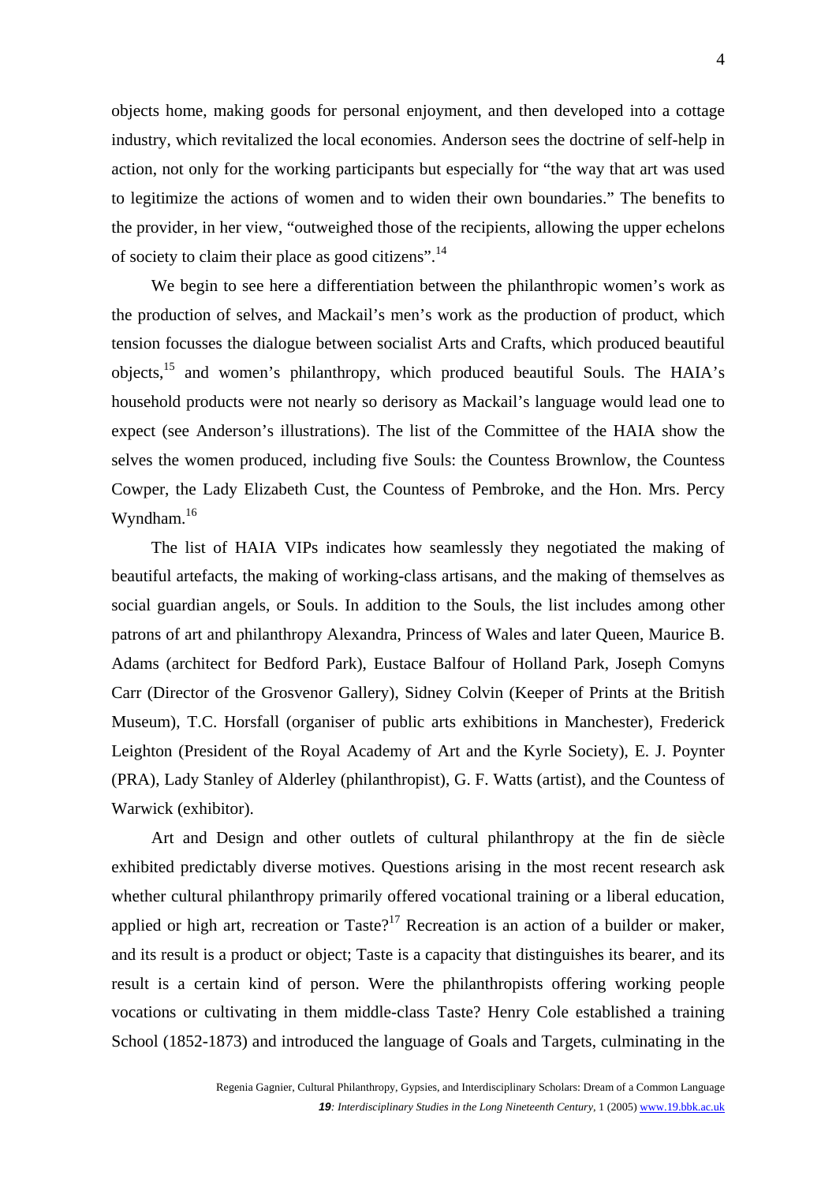objects home, making goods for personal enjoyment, and then developed into a cottage industry, which revitalized the local economies. Anderson sees the doctrine of self-help in action, not only for the working participants but especially for "the way that art was used to legitimize the actions of women and to widen their own boundaries." The benefits to the provider, in her view, "outweighed those of the recipients, allowing the upper echelons of society to claim their place as good citizens".[14]

We begin to see here a differentiation between the philanthropic women's work as the production of selves, and Mackail's men's work as the production of product, which tension focusses the dialogue between socialist Arts and Crafts, which produced beautiful objects,[15] and women's philanthropy, which produced beautiful Souls. The HAIA's household products were not nearly so derisory as Mackail's language would lead one to expect (see Anderson's illustrations). The list of the Committee of the HAIA show the selves the women produced, including five Souls: the Countess Brownlow, the Countess Cowper, the Lady Elizabeth Cust, the Countess of Pembroke, and the Hon. Mrs. Percy Wyndham.[16]

The list of HAIA VIPs indicates how seamlessly they negotiated the making of beautiful artefacts, the making of working-class artisans, and the making of themselves as social guardian angels, or Souls. In addition to the Souls, the list includes among other patrons of art and philanthropy Alexandra, Princess of Wales and later Queen, Maurice B. Adams (architect for Bedford Park), Eustace Balfour of Holland Park, Joseph Comyns Carr (Director of the Grosvenor Gallery), Sidney Colvin (Keeper of Prints at the British Museum), T.C. Horsfall (organiser of public arts exhibitions in Manchester), Frederick Leighton (President of the Royal Academy of Art and the Kyrle Society), E. J. Poynter (PRA), Lady Stanley of Alderley (philanthropist), G. F. Watts (artist), and the Countess of Warwick (exhibitor).

Art and Design and other outlets of cultural philanthropy at the fin de siècle exhibited predictably diverse motives. Questions arising in the most recent research ask whether cultural philanthropy primarily offered vocational training or a liberal education, applied or high art, recreation or Taste?[17] Recreation is an action of a builder or maker, and its result is a product or object; Taste is a capacity that distinguishes its bearer, and its result is a certain kind of person. Were the philanthropists offering working people vocations or cultivating in them middle-class Taste? Henry Cole established a training School (1852-1873) and introduced the language of Goals and Targets, culminating in the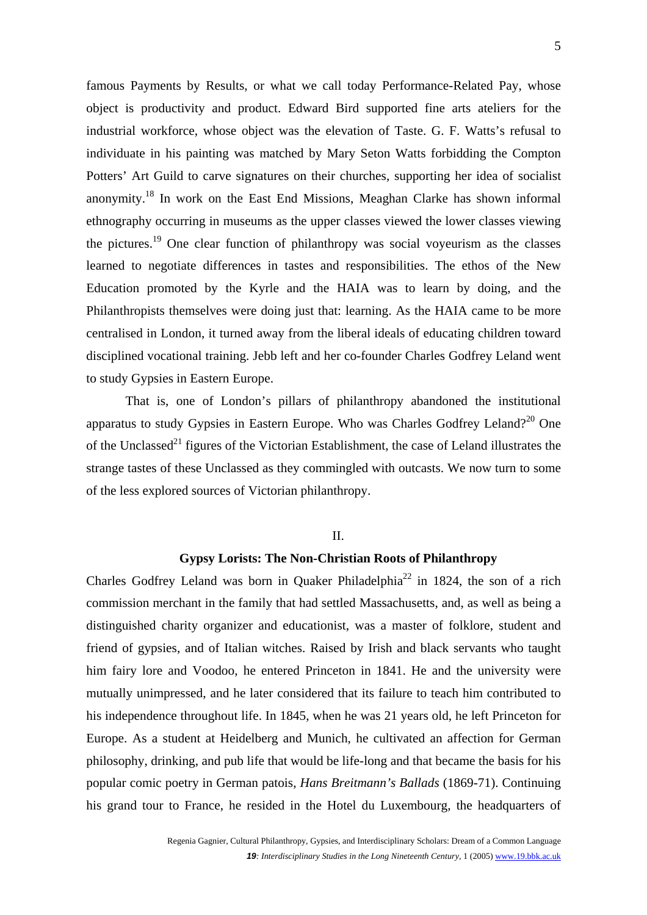famous Payments by Results, or what we call today Performance-Related Pay, whose object is productivity and product. Edward Bird supported fine arts ateliers for the industrial workforce, whose object was the elevation of Taste. G. F. Watts's refusal to individuate in his painting was matched by Mary Seton Watts forbidding the Compton Potters' Art Guild to carve signatures on their churches, supporting her idea of socialist anonymity.[18] In work on the East End Missions, Meaghan Clarke has shown informal ethnography occurring in museums as the upper classes viewed the lower classes viewing the pictures.[19] One clear function of philanthropy was social voyeurism as the classes learned to negotiate differences in tastes and responsibilities. The ethos of the New Education promoted by the Kyrle and the HAIA was to learn by doing, and the Philanthropists themselves were doing just that: learning. As the HAIA came to be more centralised in London, it turned away from the liberal ideals of educating children toward disciplined vocational training. Jebb left and her co-founder Charles Godfrey Leland went to study Gypsies in Eastern Europe.

That is, one of London's pillars of philanthropy abandoned the institutional apparatus to study Gypsies in Eastern Europe. Who was Charles Godfrey Leland?[20] One of the Unclassed[21] figures of the Victorian Establishment, the case of Leland illustrates the strange tastes of these Unclassed as they commingled with outcasts. We now turn to some of the less explored sources of Victorian philanthropy.

## II.

### Gypsy Lorists: The Non-Christian Roots of Philanthropy

Charles Godfrey Leland was born in Quaker Philadelphia[22] in 1824, the son of a rich commission merchant in the family that had settled Massachusetts, and, as well as being a distinguished charity organizer and educationist, was a master of folklore, student and friend of gypsies, and of Italian witches. Raised by Irish and black servants who taught him fairy lore and Voodoo, he entered Princeton in 1841. He and the university were mutually unimpressed, and he later considered that its failure to teach him contributed to his independence throughout life. In 1845, when he was 21 years old, he left Princeton for Europe. As a student at Heidelberg and Munich, he cultivated an affection for German philosophy, drinking, and pub life that would be life-long and that became the basis for his popular comic poetry in German patois, *Hans Breitmann's Ballads* (1869-71). Continuing his grand tour to France, he resided in the Hotel du Luxembourg, the headquarters of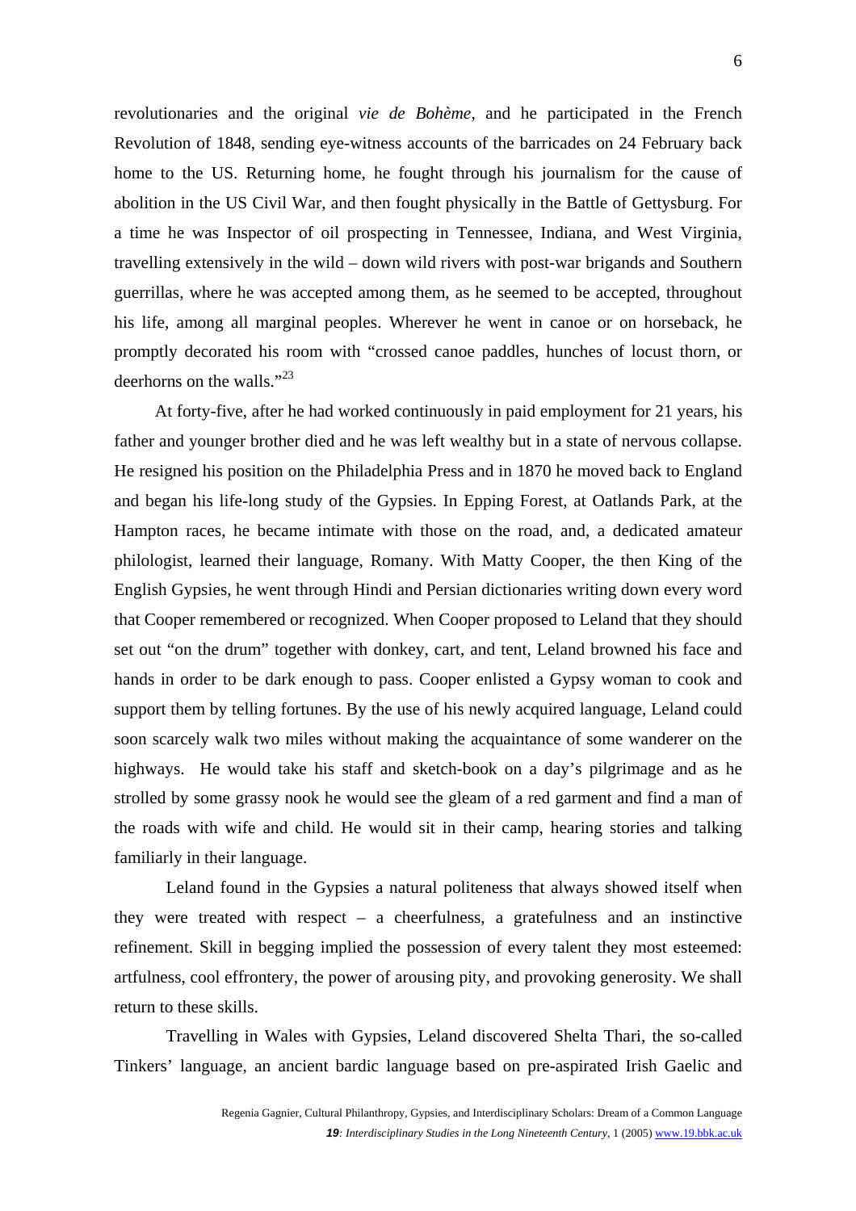revolutionaries and the original *vie de Bohème*, and he participated in the French Revolution of 1848, sending eye-witness accounts of the barricades on 24 February back home to the US. Returning home, he fought through his journalism for the cause of abolition in the US Civil War, and then fought physically in the Battle of Gettysburg. For a time he was Inspector of oil prospecting in Tennessee, Indiana, and West Virginia, travelling extensively in the wild – down wild rivers with post-war brigands and Southern guerrillas, where he was accepted among them, as he seemed to be accepted, throughout his life, among all marginal peoples. Wherever he went in canoe or on horseback, he promptly decorated his room with "crossed canoe paddles, hunches of locust thorn, or deerhorns on the walls."[23]

At forty-five, after he had worked continuously in paid employment for 21 years, his father and younger brother died and he was left wealthy but in a state of nervous collapse. He resigned his position on the Philadelphia Press and in 1870 he moved back to England and began his life-long study of the Gypsies. In Epping Forest, at Oatlands Park, at the Hampton races, he became intimate with those on the road, and, a dedicated amateur philologist, learned their language, Romany. With Matty Cooper, the then King of the English Gypsies, he went through Hindi and Persian dictionaries writing down every word that Cooper remembered or recognized. When Cooper proposed to Leland that they should set out "on the drum" together with donkey, cart, and tent, Leland browned his face and hands in order to be dark enough to pass. Cooper enlisted a Gypsy woman to cook and support them by telling fortunes. By the use of his newly acquired language, Leland could soon scarcely walk two miles without making the acquaintance of some wanderer on the highways. He would take his staff and sketch-book on a day's pilgrimage and as he strolled by some grassy nook he would see the gleam of a red garment and find a man of the roads with wife and child. He would sit in their camp, hearing stories and talking familiarly in their language.

Leland found in the Gypsies a natural politeness that always showed itself when they were treated with respect – a cheerfulness, a gratefulness and an instinctive refinement. Skill in begging implied the possession of every talent they most esteemed: artfulness, cool effrontery, the power of arousing pity, and provoking generosity. We shall return to these skills.

Travelling in Wales with Gypsies, Leland discovered Shelta Thari, the so-called Tinkers' language, an ancient bardic language based on pre-aspirated Irish Gaelic and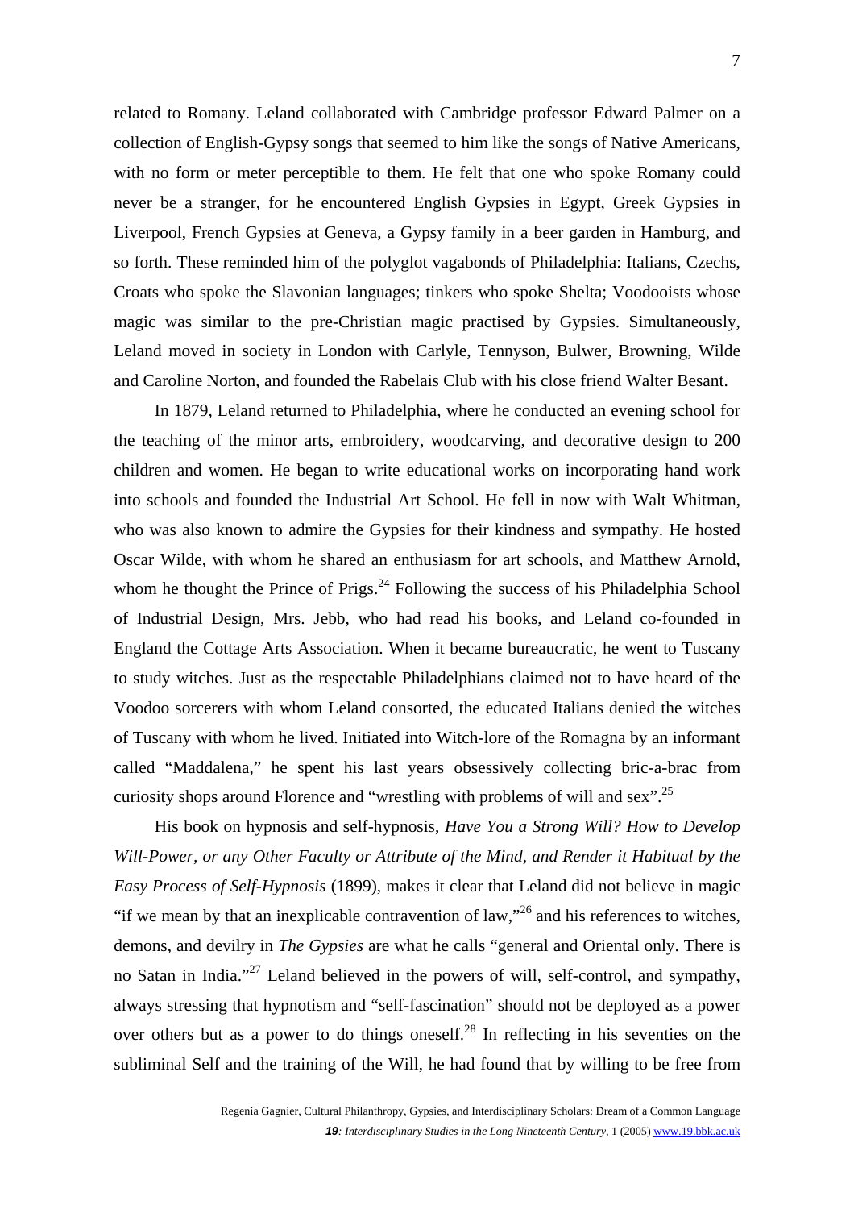related to Romany. Leland collaborated with Cambridge professor Edward Palmer on a collection of English-Gypsy songs that seemed to him like the songs of Native Americans, with no form or meter perceptible to them. He felt that one who spoke Romany could never be a stranger, for he encountered English Gypsies in Egypt, Greek Gypsies in Liverpool, French Gypsies at Geneva, a Gypsy family in a beer garden in Hamburg, and so forth. These reminded him of the polyglot vagabonds of Philadelphia: Italians, Czechs, Croats who spoke the Slavonian languages; tinkers who spoke Shelta; Voodooists whose magic was similar to the pre-Christian magic practised by Gypsies. Simultaneously, Leland moved in society in London with Carlyle, Tennyson, Bulwer, Browning, Wilde and Caroline Norton, and founded the Rabelais Club with his close friend Walter Besant.

In 1879, Leland returned to Philadelphia, where he conducted an evening school for the teaching of the minor arts, embroidery, woodcarving, and decorative design to 200 children and women. He began to write educational works on incorporating hand work into schools and founded the Industrial Art School. He fell in now with Walt Whitman, who was also known to admire the Gypsies for their kindness and sympathy. He hosted Oscar Wilde, with whom he shared an enthusiasm for art schools, and Matthew Arnold, whom he thought the Prince of Prigs.[24] Following the success of his Philadelphia School of Industrial Design, Mrs. Jebb, who had read his books, and Leland co-founded in England the Cottage Arts Association. When it became bureaucratic, he went to Tuscany to study witches. Just as the respectable Philadelphians claimed not to have heard of the Voodoo sorcerers with whom Leland consorted, the educated Italians denied the witches of Tuscany with whom he lived. Initiated into Witch-lore of the Romagna by an informant called "Maddalena," he spent his last years obsessively collecting bric-a-brac from curiosity shops around Florence and "wrestling with problems of will and sex".[25]

His book on hypnosis and self-hypnosis, *Have You a Strong Will? How to Develop Will-Power, or any Other Faculty or Attribute of the Mind, and Render it Habitual by the Easy Process of Self-Hypnosis* (1899), makes it clear that Leland did not believe in magic "if we mean by that an inexplicable contravention of law,"[26] and his references to witches, demons, and devilry in *The Gypsies* are what he calls "general and Oriental only. There is no Satan in India."[27] Leland believed in the powers of will, self-control, and sympathy, always stressing that hypnotism and "self-fascination" should not be deployed as a power over others but as a power to do things oneself.[28] In reflecting in his seventies on the subliminal Self and the training of the Will, he had found that by willing to be free from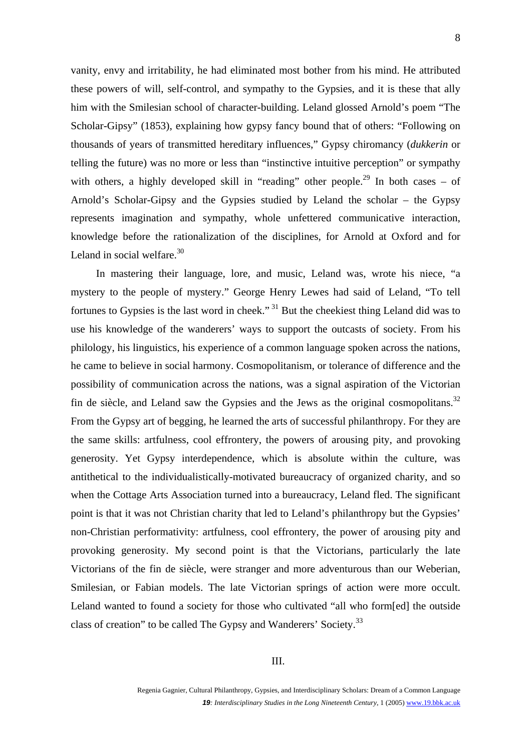vanity, envy and irritability, he had eliminated most bother from his mind. He attributed these powers of will, self-control, and sympathy to the Gypsies, and it is these that ally him with the Smilesian school of character-building. Leland glossed Arnold's poem "The Scholar-Gipsy" (1853), explaining how gypsy fancy bound that of others: "Following on thousands of years of transmitted hereditary influences," Gypsy chiromancy (*dukkerin* or telling the future) was no more or less than "instinctive intuitive perception" or sympathy with others, a highly developed skill in "reading" other people.[29] In both cases – of Arnold's Scholar-Gipsy and the Gypsies studied by Leland the scholar – the Gypsy represents imagination and sympathy, whole unfettered communicative interaction, knowledge before the rationalization of the disciplines, for Arnold at Oxford and for Leland in social welfare.[30]

In mastering their language, lore, and music, Leland was, wrote his niece, "a mystery to the people of mystery." George Henry Lewes had said of Leland, "To tell fortunes to Gypsies is the last word in cheek."[31] But the cheekiest thing Leland did was to use his knowledge of the wanderers' ways to support the outcasts of society. From his philology, his linguistics, his experience of a common language spoken across the nations, he came to believe in social harmony. Cosmopolitanism, or tolerance of difference and the possibility of communication across the nations, was a signal aspiration of the Victorian fin de siècle, and Leland saw the Gypsies and the Jews as the original cosmopolitans.[32] From the Gypsy art of begging, he learned the arts of successful philanthropy. For they are the same skills: artfulness, cool effrontery, the powers of arousing pity, and provoking generosity. Yet Gypsy interdependence, which is absolute within the culture, was antithetical to the individualistically-motivated bureaucracy of organized charity, and so when the Cottage Arts Association turned into a bureaucracy, Leland fled. The significant point is that it was not Christian charity that led to Leland's philanthropy but the Gypsies' non-Christian performativity: artfulness, cool effrontery, the power of arousing pity and provoking generosity. My second point is that the Victorians, particularly the late Victorians of the fin de siècle, were stranger and more adventurous than our Weberian, Smilesian, or Fabian models. The late Victorian springs of action were more occult. Leland wanted to found a society for those who cultivated "all who form[ed] the outside class of creation" to be called The Gypsy and Wanderers' Society.[33]

III.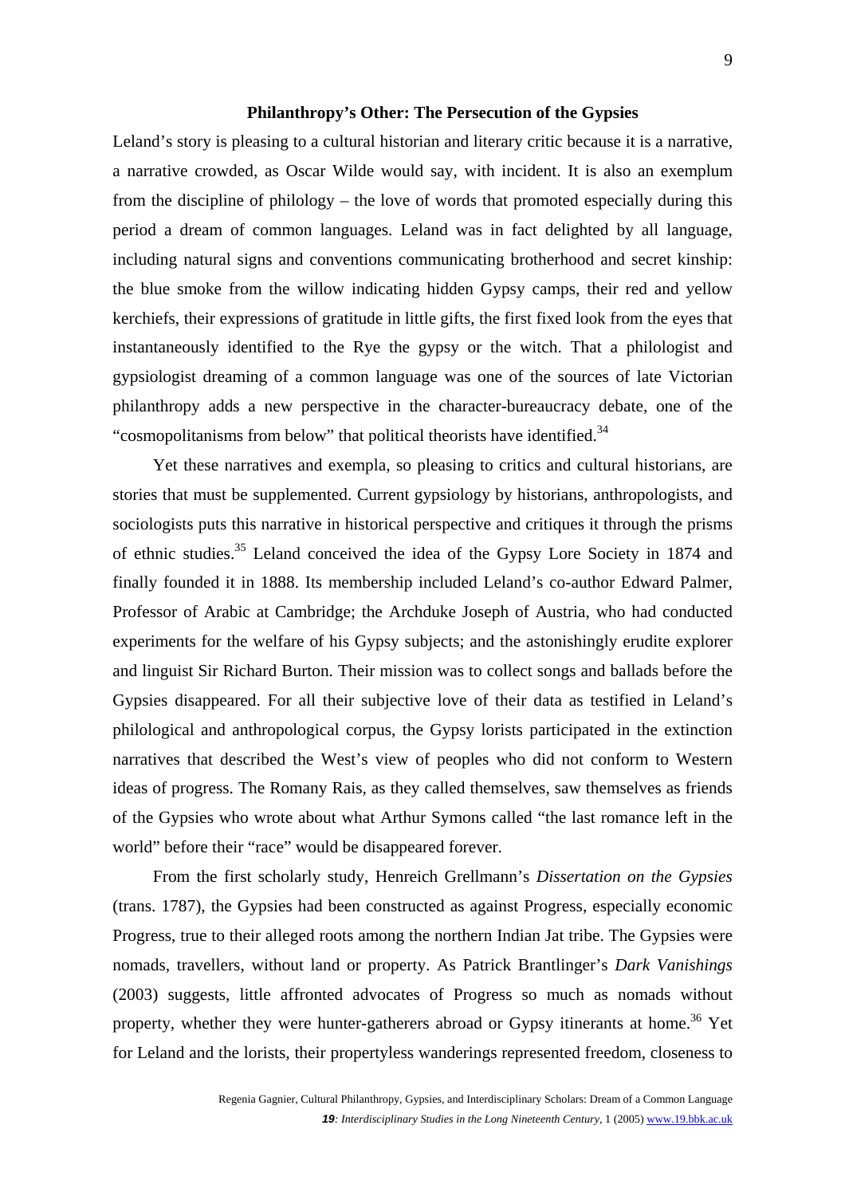**Philanthropy's Other: The Persecution of the Gypsies**

Leland's story is pleasing to a cultural historian and literary critic because it is a narrative, a narrative crowded, as Oscar Wilde would say, with incident. It is also an exemplum from the discipline of philology – the love of words that promoted especially during this period a dream of common languages. Leland was in fact delighted by all language, including natural signs and conventions communicating brotherhood and secret kinship: the blue smoke from the willow indicating hidden Gypsy camps, their red and yellow kerchiefs, their expressions of gratitude in little gifts, the first fixed look from the eyes that instantaneously identified to the Rye the gypsy or the witch. That a philologist and gypsiologist dreaming of a common language was one of the sources of late Victorian philanthropy adds a new perspective in the character-bureaucracy debate, one of the "cosmopolitanisms from below" that political theorists have identified.[34]

Yet these narratives and exempla, so pleasing to critics and cultural historians, are stories that must be supplemented. Current gypsiology by historians, anthropologists, and sociologists puts this narrative in historical perspective and critiques it through the prisms of ethnic studies.[35] Leland conceived the idea of the Gypsy Lore Society in 1874 and finally founded it in 1888. Its membership included Leland's co-author Edward Palmer, Professor of Arabic at Cambridge; the Archduke Joseph of Austria, who had conducted experiments for the welfare of his Gypsy subjects; and the astonishingly erudite explorer and linguist Sir Richard Burton. Their mission was to collect songs and ballads before the Gypsies disappeared. For all their subjective love of their data as testified in Leland's philological and anthropological corpus, the Gypsy lorists participated in the extinction narratives that described the West's view of peoples who did not conform to Western ideas of progress. The Romany Rais, as they called themselves, saw themselves as friends of the Gypsies who wrote about what Arthur Symons called "the last romance left in the world" before their "race" would be disappeared forever.

From the first scholarly study, Henreich Grellmann's *Dissertation on the Gypsies* (trans. 1787), the Gypsies had been constructed as against Progress, especially economic Progress, true to their alleged roots among the northern Indian Jat tribe. The Gypsies were nomads, travellers, without land or property. As Patrick Brantlinger's *Dark Vanishings* (2003) suggests, little affronted advocates of Progress so much as nomads without property, whether they were hunter-gatherers abroad or Gypsy itinerants at home.[36] Yet for Leland and the lorists, their propertyless wanderings represented freedom, closeness to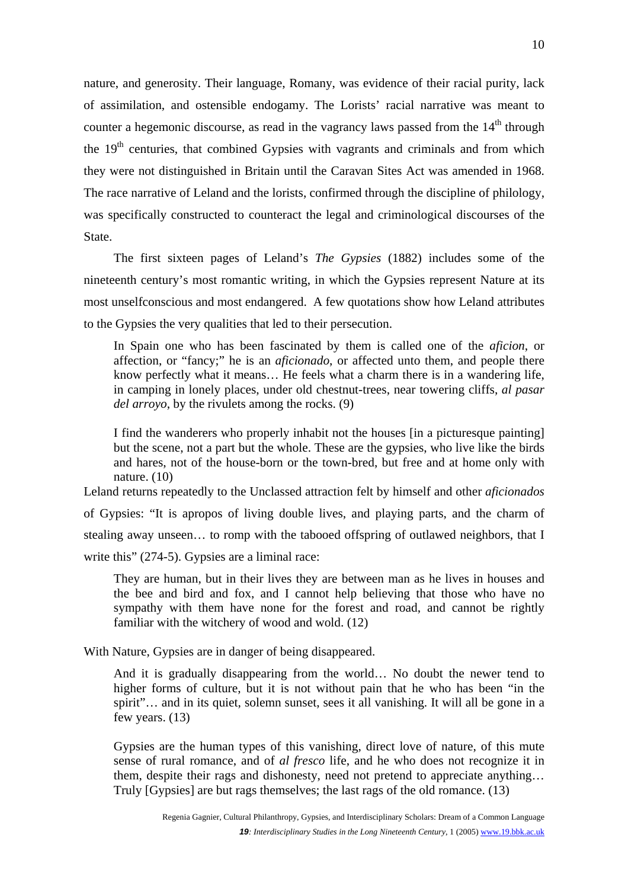nature, and generosity. Their language, Romany, was evidence of their racial purity, lack of assimilation, and ostensible endogamy. The Lorists' racial narrative was meant to counter a hegemonic discourse, as read in the vagrancy laws passed from the 14th through the 19th centuries, that combined Gypsies with vagrants and criminals and from which they were not distinguished in Britain until the Caravan Sites Act was amended in 1968. The race narrative of Leland and the lorists, confirmed through the discipline of philology, was specifically constructed to counteract the legal and criminological discourses of the State.

The first sixteen pages of Leland's *The Gypsies* (1882) includes some of the nineteenth century's most romantic writing, in which the Gypsies represent Nature at its most unselfconscious and most endangered. A few quotations show how Leland attributes to the Gypsies the very qualities that led to their persecution.

> In Spain one who has been fascinated by them is called one of the *aficion*, or affection, or "fancy;" he is an *aficionado*, or affected unto them, and people there know perfectly what it means… He feels what a charm there is in a wandering life, in camping in lonely places, under old chestnut-trees, near towering cliffs, *al pasar del arroyo*, by the rivulets among the rocks. (9)

> I find the wanderers who properly inhabit not the houses [in a picturesque painting] but the scene, not a part but the whole. These are the gypsies, who live like the birds and hares, not of the house-born or the town-bred, but free and at home only with nature. (10)

Leland returns repeatedly to the Unclassed attraction felt by himself and other *aficionados* of Gypsies: "It is apropos of living double lives, and playing parts, and the charm of stealing away unseen… to romp with the tabooed offspring of outlawed neighbors, that I write this" (274-5). Gypsies are a liminal race:

> They are human, but in their lives they are between man as he lives in houses and the bee and bird and fox, and I cannot help believing that those who have no sympathy with them have none for the forest and road, and cannot be rightly familiar with the witchery of wood and wold. (12)

With Nature, Gypsies are in danger of being disappeared.

> And it is gradually disappearing from the world… No doubt the newer tend to higher forms of culture, but it is not without pain that he who has been "in the spirit"… and in its quiet, solemn sunset, sees it all vanishing. It will all be gone in a few years. (13)

> Gypsies are the human types of this vanishing, direct love of nature, of this mute sense of rural romance, and of *al fresco* life, and he who does not recognize it in them, despite their rags and dishonesty, need not pretend to appreciate anything… Truly [Gypsies] are but rags themselves; the last rags of the old romance. (13)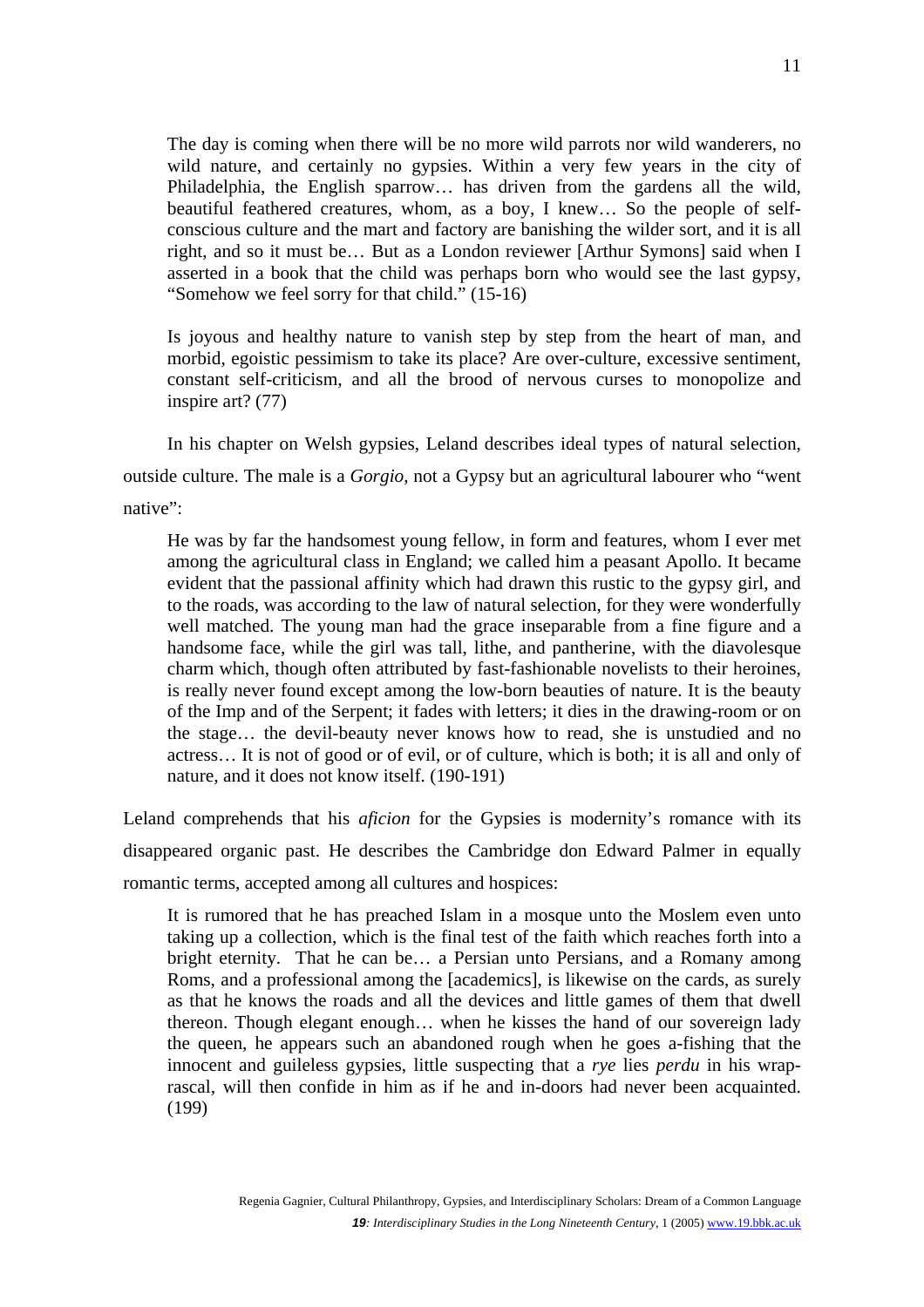> The day is coming when there will be no more wild parrots nor wild wanderers, no wild nature, and certainly no gypsies. Within a very few years in the city of Philadelphia, the English sparrow… has driven from the gardens all the wild, beautiful feathered creatures, whom, as a boy, I knew… So the people of self-conscious culture and the mart and factory are banishing the wilder sort, and it is all right, and so it must be… But as a London reviewer [Arthur Symons] said when I asserted in a book that the child was perhaps born who would see the last gypsy, "Somehow we feel sorry for that child." (15-16)

> Is joyous and healthy nature to vanish step by step from the heart of man, and morbid, egoistic pessimism to take its place? Are over-culture, excessive sentiment, constant self-criticism, and all the brood of nervous curses to monopolize and inspire art? (77)

In his chapter on Welsh gypsies, Leland describes ideal types of natural selection, outside culture. The male is a *Gorgio*, not a Gypsy but an agricultural labourer who "went native":

> He was by far the handsomest young fellow, in form and features, whom I ever met among the agricultural class in England; we called him a peasant Apollo. It became evident that the passional affinity which had drawn this rustic to the gypsy girl, and to the roads, was according to the law of natural selection, for they were wonderfully well matched. The young man had the grace inseparable from a fine figure and a handsome face, while the girl was tall, lithe, and pantherine, with the diavolesque charm which, though often attributed by fast-fashionable novelists to their heroines, is really never found except among the low-born beauties of nature. It is the beauty of the Imp and of the Serpent; it fades with letters; it dies in the drawing-room or on the stage… the devil-beauty never knows how to read, she is unstudied and no actress… It is not of good or of evil, or of culture, which is both; it is all and only of nature, and it does not know itself. (190-191)

Leland comprehends that his *aficion* for the Gypsies is modernity's romance with its disappeared organic past. He describes the Cambridge don Edward Palmer in equally romantic terms, accepted among all cultures and hospices:

> It is rumored that he has preached Islam in a mosque unto the Moslem even unto taking up a collection, which is the final test of the faith which reaches forth into a bright eternity. That he can be… a Persian unto Persians, and a Romany among Roms, and a professional among the [academics], is likewise on the cards, as surely as that he knows the roads and all the devices and little games of them that dwell thereon. Though elegant enough… when he kisses the hand of our sovereign lady the queen, he appears such an abandoned rough when he goes a-fishing that the innocent and guileless gypsies, little suspecting that a *rye* lies *perdu* in his wrap-rascal, will then confide in him as if he and in-doors had never been acquainted. (199)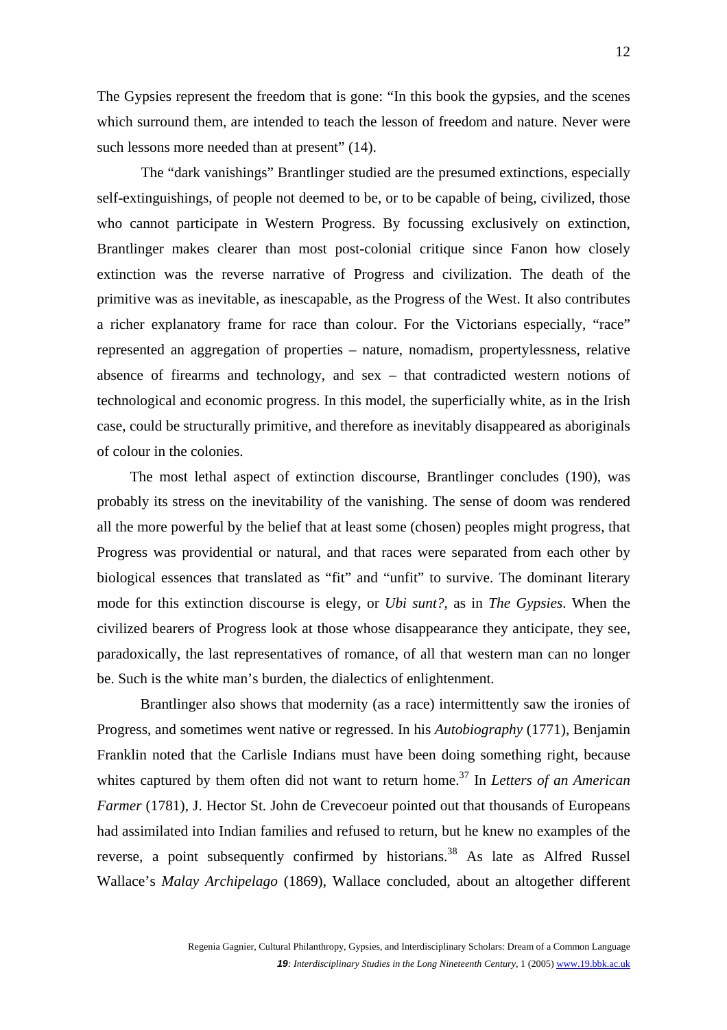The Gypsies represent the freedom that is gone: "In this book the gypsies, and the scenes which surround them, are intended to teach the lesson of freedom and nature. Never were such lessons more needed than at present" (14).

The "dark vanishings" Brantlinger studied are the presumed extinctions, especially self-extinguishings, of people not deemed to be, or to be capable of being, civilized, those who cannot participate in Western Progress. By focussing exclusively on extinction, Brantlinger makes clearer than most post-colonial critique since Fanon how closely extinction was the reverse narrative of Progress and civilization. The death of the primitive was as inevitable, as inescapable, as the Progress of the West. It also contributes a richer explanatory frame for race than colour. For the Victorians especially, "race" represented an aggregation of properties – nature, nomadism, propertylessness, relative absence of firearms and technology, and sex – that contradicted western notions of technological and economic progress. In this model, the superficially white, as in the Irish case, could be structurally primitive, and therefore as inevitably disappeared as aboriginals of colour in the colonies.

The most lethal aspect of extinction discourse, Brantlinger concludes (190), was probably its stress on the inevitability of the vanishing. The sense of doom was rendered all the more powerful by the belief that at least some (chosen) peoples might progress, that Progress was providential or natural, and that races were separated from each other by biological essences that translated as "fit" and "unfit" to survive. The dominant literary mode for this extinction discourse is elegy, or *Ubi sunt?*, as in *The Gypsies*. When the civilized bearers of Progress look at those whose disappearance they anticipate, they see, paradoxically, the last representatives of romance, of all that western man can no longer be. Such is the white man's burden, the dialectics of enlightenment.

Brantlinger also shows that modernity (as a race) intermittently saw the ironies of Progress, and sometimes went native or regressed. In his *Autobiography* (1771), Benjamin Franklin noted that the Carlisle Indians must have been doing something right, because whites captured by them often did not want to return home.[37] In *Letters of an American Farmer* (1781), J. Hector St. John de Crevecoeur pointed out that thousands of Europeans had assimilated into Indian families and refused to return, but he knew no examples of the reverse, a point subsequently confirmed by historians.[38] As late as Alfred Russel Wallace's *Malay Archipelago* (1869), Wallace concluded, about an altogether different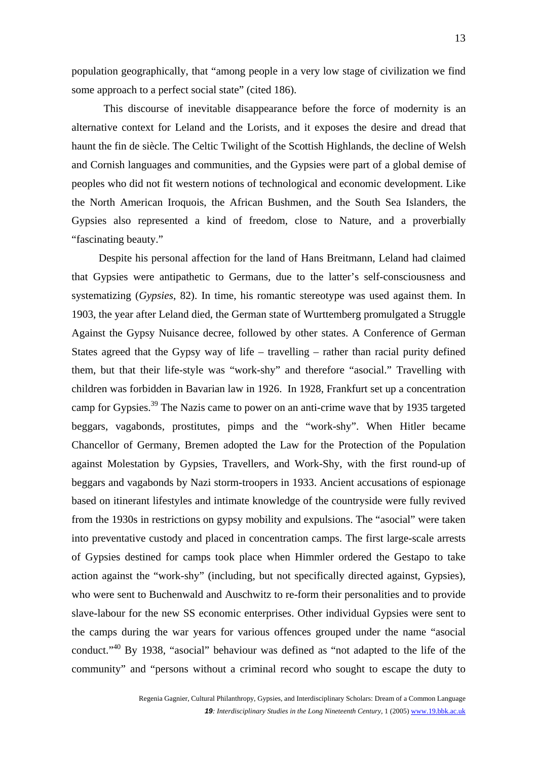population geographically, that "among people in a very low stage of civilization we find some approach to a perfect social state" (cited 186).

This discourse of inevitable disappearance before the force of modernity is an alternative context for Leland and the Lorists, and it exposes the desire and dread that haunt the fin de siècle. The Celtic Twilight of the Scottish Highlands, the decline of Welsh and Cornish languages and communities, and the Gypsies were part of a global demise of peoples who did not fit western notions of technological and economic development. Like the North American Iroquois, the African Bushmen, and the South Sea Islanders, the Gypsies also represented a kind of freedom, close to Nature, and a proverbially "fascinating beauty."

Despite his personal affection for the land of Hans Breitmann, Leland had claimed that Gypsies were antipathetic to Germans, due to the latter's self-consciousness and systematizing (*Gypsies*, 82). In time, his romantic stereotype was used against them. In 1903, the year after Leland died, the German state of Wurttemberg promulgated a Struggle Against the Gypsy Nuisance decree, followed by other states. A Conference of German States agreed that the Gypsy way of life – travelling – rather than racial purity defined them, but that their life-style was "work-shy" and therefore "asocial." Travelling with children was forbidden in Bavarian law in 1926. In 1928, Frankfurt set up a concentration camp for Gypsies.[39] The Nazis came to power on an anti-crime wave that by 1935 targeted beggars, vagabonds, prostitutes, pimps and the "work-shy". When Hitler became Chancellor of Germany, Bremen adopted the Law for the Protection of the Population against Molestation by Gypsies, Travellers, and Work-Shy, with the first round-up of beggars and vagabonds by Nazi storm-troopers in 1933. Ancient accusations of espionage based on itinerant lifestyles and intimate knowledge of the countryside were fully revived from the 1930s in restrictions on gypsy mobility and expulsions. The "asocial" were taken into preventative custody and placed in concentration camps. The first large-scale arrests of Gypsies destined for camps took place when Himmler ordered the Gestapo to take action against the "work-shy" (including, but not specifically directed against, Gypsies), who were sent to Buchenwald and Auschwitz to re-form their personalities and to provide slave-labour for the new SS economic enterprises. Other individual Gypsies were sent to the camps during the war years for various offences grouped under the name "asocial conduct."[40] By 1938, "asocial" behaviour was defined as "not adapted to the life of the community" and "persons without a criminal record who sought to escape the duty to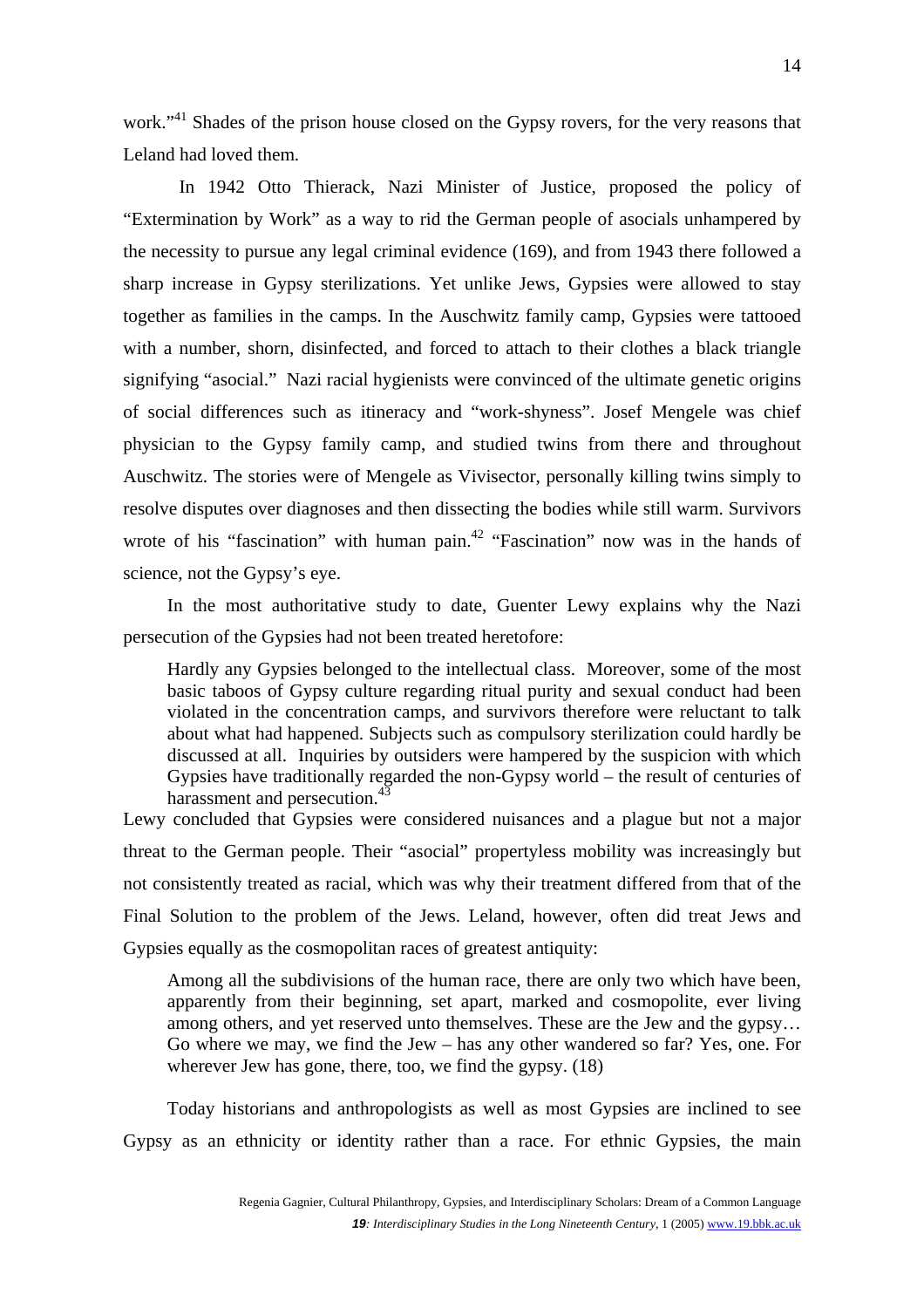work."[41] Shades of the prison house closed on the Gypsy rovers, for the very reasons that Leland had loved them.

In 1942 Otto Thierack, Nazi Minister of Justice, proposed the policy of "Extermination by Work" as a way to rid the German people of asocials unhampered by the necessity to pursue any legal criminal evidence (169), and from 1943 there followed a sharp increase in Gypsy sterilizations. Yet unlike Jews, Gypsies were allowed to stay together as families in the camps. In the Auschwitz family camp, Gypsies were tattooed with a number, shorn, disinfected, and forced to attach to their clothes a black triangle signifying "asocial." Nazi racial hygienists were convinced of the ultimate genetic origins of social differences such as itineracy and "work-shyness". Josef Mengele was chief physician to the Gypsy family camp, and studied twins from there and throughout Auschwitz. The stories were of Mengele as Vivisector, personally killing twins simply to resolve disputes over diagnoses and then dissecting the bodies while still warm. Survivors wrote of his "fascination" with human pain.[42] "Fascination" now was in the hands of science, not the Gypsy's eye.

In the most authoritative study to date, Guenter Lewy explains why the Nazi persecution of the Gypsies had not been treated heretofore:

> Hardly any Gypsies belonged to the intellectual class. Moreover, some of the most basic taboos of Gypsy culture regarding ritual purity and sexual conduct had been violated in the concentration camps, and survivors therefore were reluctant to talk about what had happened. Subjects such as compulsory sterilization could hardly be discussed at all. Inquiries by outsiders were hampered by the suspicion with which Gypsies have traditionally regarded the non-Gypsy world – the result of centuries of harassment and persecution.[43]

Lewy concluded that Gypsies were considered nuisances and a plague but not a major threat to the German people. Their "asocial" propertyless mobility was increasingly but not consistently treated as racial, which was why their treatment differed from that of the Final Solution to the problem of the Jews. Leland, however, often did treat Jews and Gypsies equally as the cosmopolitan races of greatest antiquity:

> Among all the subdivisions of the human race, there are only two which have been, apparently from their beginning, set apart, marked and cosmopolite, ever living among others, and yet reserved unto themselves. These are the Jew and the gypsy… Go where we may, we find the Jew – has any other wandered so far? Yes, one. For wherever Jew has gone, there, too, we find the gypsy. (18)

Today historians and anthropologists as well as most Gypsies are inclined to see Gypsy as an ethnicity or identity rather than a race. For ethnic Gypsies, the main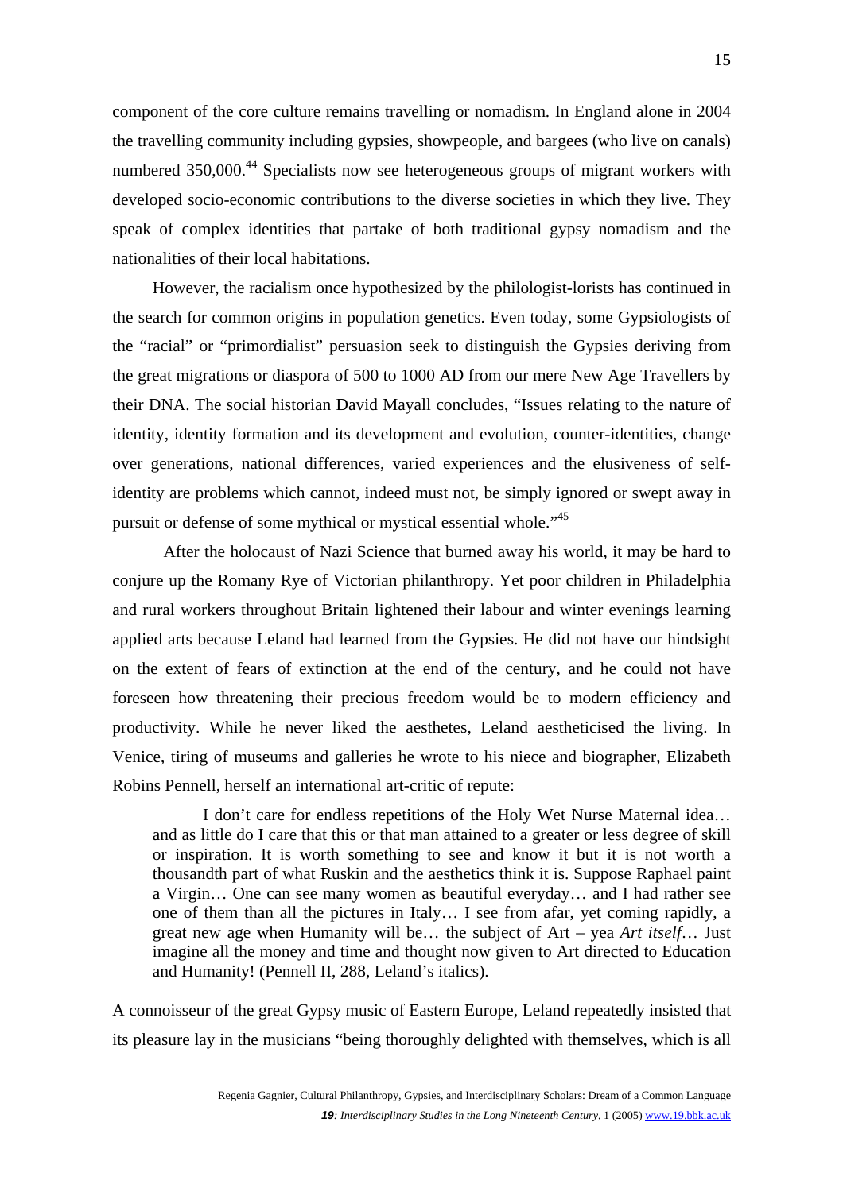component of the core culture remains travelling or nomadism. In England alone in 2004 the travelling community including gypsies, showpeople, and bargees (who live on canals) numbered 350,000.[44] Specialists now see heterogeneous groups of migrant workers with developed socio-economic contributions to the diverse societies in which they live. They speak of complex identities that partake of both traditional gypsy nomadism and the nationalities of their local habitations.

However, the racialism once hypothesized by the philologist-lorists has continued in the search for common origins in population genetics. Even today, some Gypsiologists of the "racial" or "primordialist" persuasion seek to distinguish the Gypsies deriving from the great migrations or diaspora of 500 to 1000 AD from our mere New Age Travellers by their DNA. The social historian David Mayall concludes, "Issues relating to the nature of identity, identity formation and its development and evolution, counter-identities, change over generations, national differences, varied experiences and the elusiveness of self-identity are problems which cannot, indeed must not, be simply ignored or swept away in pursuit or defense of some mythical or mystical essential whole."[45]

After the holocaust of Nazi Science that burned away his world, it may be hard to conjure up the Romany Rye of Victorian philanthropy. Yet poor children in Philadelphia and rural workers throughout Britain lightened their labour and winter evenings learning applied arts because Leland had learned from the Gypsies. He did not have our hindsight on the extent of fears of extinction at the end of the century, and he could not have foreseen how threatening their precious freedom would be to modern efficiency and productivity. While he never liked the aesthetes, Leland aestheticised the living. In Venice, tiring of museums and galleries he wrote to his niece and biographer, Elizabeth Robins Pennell, herself an international art-critic of repute:

> I don't care for endless repetitions of the Holy Wet Nurse Maternal idea… and as little do I care that this or that man attained to a greater or less degree of skill or inspiration. It is worth something to see and know it but it is not worth a thousandth part of what Ruskin and the aesthetics think it is. Suppose Raphael paint a Virgin… One can see many women as beautiful everyday… and I had rather see one of them than all the pictures in Italy… I see from afar, yet coming rapidly, a great new age when Humanity will be… the subject of Art – yea *Art itself*… Just imagine all the money and time and thought now given to Art directed to Education and Humanity! (Pennell II, 288, Leland's italics).

A connoisseur of the great Gypsy music of Eastern Europe, Leland repeatedly insisted that its pleasure lay in the musicians "being thoroughly delighted with themselves, which is all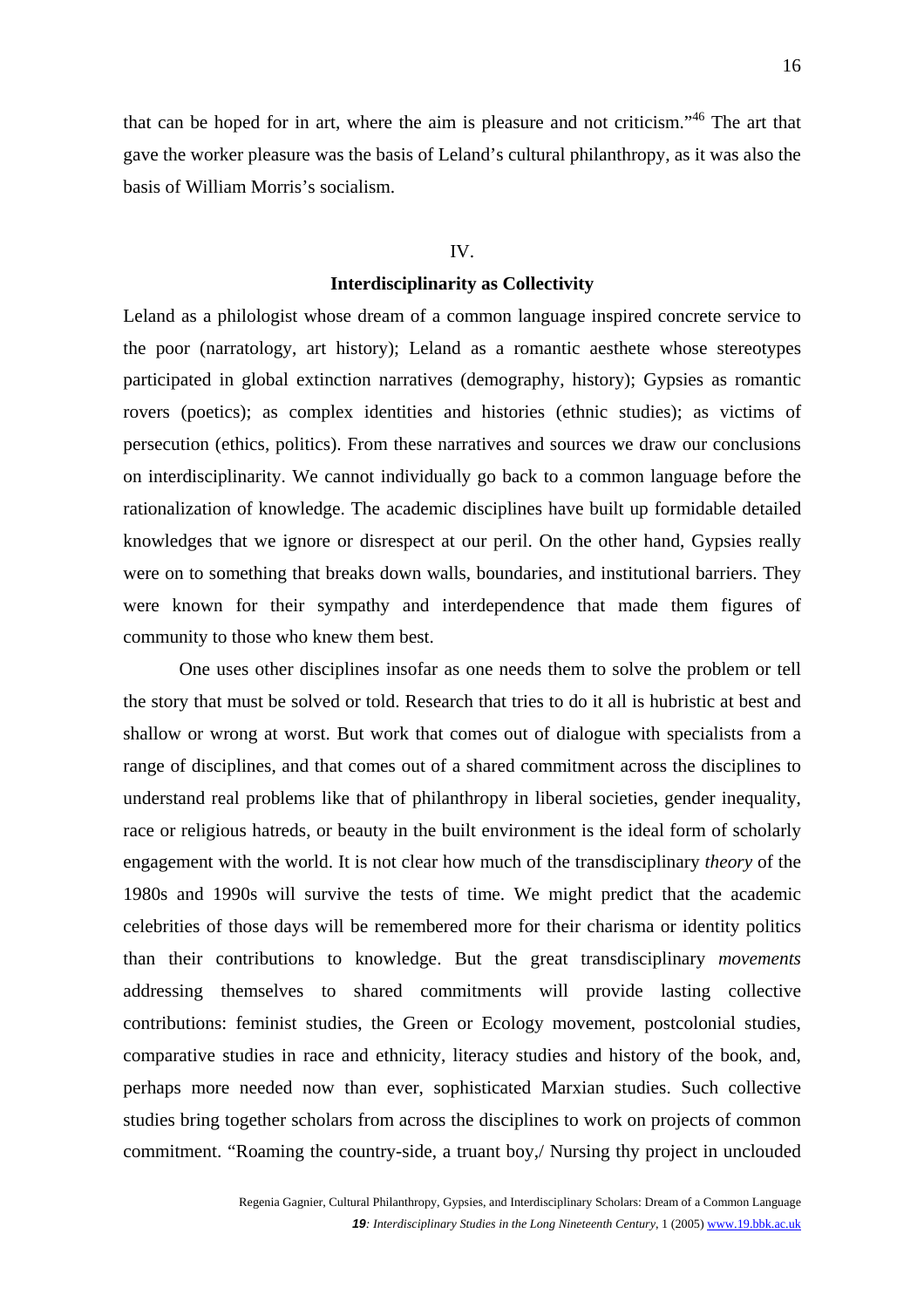that can be hoped for in art, where the aim is pleasure and not criticism."[46] The art that gave the worker pleasure was the basis of Leland's cultural philanthropy, as it was also the basis of William Morris's socialism.

## IV.

## Interdisciplinarity as Collectivity

Leland as a philologist whose dream of a common language inspired concrete service to the poor (narratology, art history); Leland as a romantic aesthete whose stereotypes participated in global extinction narratives (demography, history); Gypsies as romantic rovers (poetics); as complex identities and histories (ethnic studies); as victims of persecution (ethics, politics). From these narratives and sources we draw our conclusions on interdisciplinarity. We cannot individually go back to a common language before the rationalization of knowledge. The academic disciplines have built up formidable detailed knowledges that we ignore or disrespect at our peril. On the other hand, Gypsies really were on to something that breaks down walls, boundaries, and institutional barriers. They were known for their sympathy and interdependence that made them figures of community to those who knew them best.

One uses other disciplines insofar as one needs them to solve the problem or tell the story that must be solved or told. Research that tries to do it all is hubristic at best and shallow or wrong at worst. But work that comes out of dialogue with specialists from a range of disciplines, and that comes out of a shared commitment across the disciplines to understand real problems like that of philanthropy in liberal societies, gender inequality, race or religious hatreds, or beauty in the built environment is the ideal form of scholarly engagement with the world. It is not clear how much of the transdisciplinary *theory* of the 1980s and 1990s will survive the tests of time. We might predict that the academic celebrities of those days will be remembered more for their charisma or identity politics than their contributions to knowledge. But the great transdisciplinary *movements* addressing themselves to shared commitments will provide lasting collective contributions: feminist studies, the Green or Ecology movement, postcolonial studies, comparative studies in race and ethnicity, literacy studies and history of the book, and, perhaps more needed now than ever, sophisticated Marxian studies. Such collective studies bring together scholars from across the disciplines to work on projects of common commitment. "Roaming the country-side, a truant boy,/ Nursing thy project in unclouded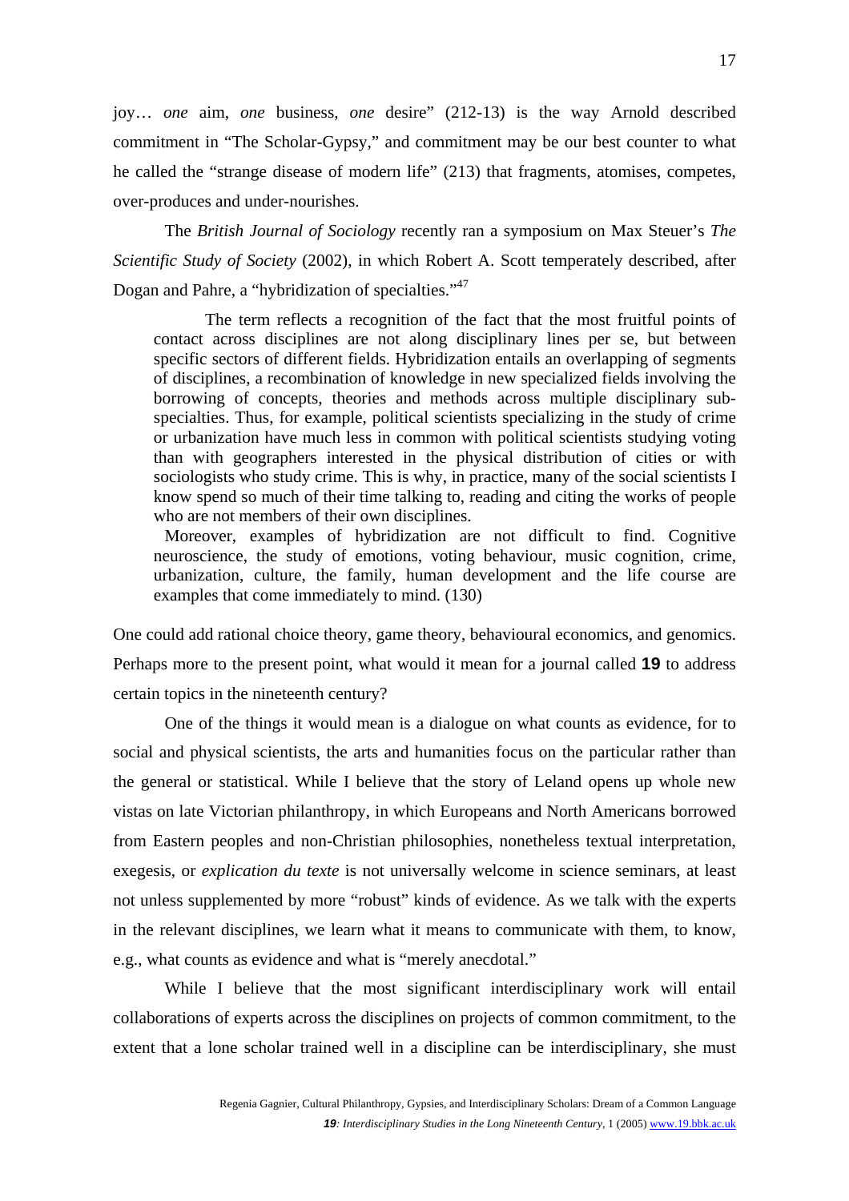joy… *one* aim, *one* business, *one* desire" (212-13) is the way Arnold described commitment in "The Scholar-Gypsy," and commitment may be our best counter to what he called the "strange disease of modern life" (213) that fragments, atomises, competes, over-produces and under-nourishes.

The *British Journal of Sociology* recently ran a symposium on Max Steuer's *The Scientific Study of Society* (2002), in which Robert A. Scott temperately described, after Dogan and Pahre, a "hybridization of specialties."[47]

> The term reflects a recognition of the fact that the most fruitful points of contact across disciplines are not along disciplinary lines per se, but between specific sectors of different fields. Hybridization entails an overlapping of segments of disciplines, a recombination of knowledge in new specialized fields involving the borrowing of concepts, theories and methods across multiple disciplinary sub-specialties. Thus, for example, political scientists specializing in the study of crime or urbanization have much less in common with political scientists studying voting than with geographers interested in the physical distribution of cities or with sociologists who study crime. This is why, in practice, many of the social scientists I know spend so much of their time talking to, reading and citing the works of people who are not members of their own disciplines.
>
> Moreover, examples of hybridization are not difficult to find. Cognitive neuroscience, the study of emotions, voting behaviour, music cognition, crime, urbanization, culture, the family, human development and the life course are examples that come immediately to mind. (130)

One could add rational choice theory, game theory, behavioural economics, and genomics. Perhaps more to the present point, what would it mean for a journal called **19** to address certain topics in the nineteenth century?

One of the things it would mean is a dialogue on what counts as evidence, for to social and physical scientists, the arts and humanities focus on the particular rather than the general or statistical. While I believe that the story of Leland opens up whole new vistas on late Victorian philanthropy, in which Europeans and North Americans borrowed from Eastern peoples and non-Christian philosophies, nonetheless textual interpretation, exegesis, or *explication du texte* is not universally welcome in science seminars, at least not unless supplemented by more "robust" kinds of evidence. As we talk with the experts in the relevant disciplines, we learn what it means to communicate with them, to know, e.g., what counts as evidence and what is "merely anecdotal."

While I believe that the most significant interdisciplinary work will entail collaborations of experts across the disciplines on projects of common commitment, to the extent that a lone scholar trained well in a discipline can be interdisciplinary, she must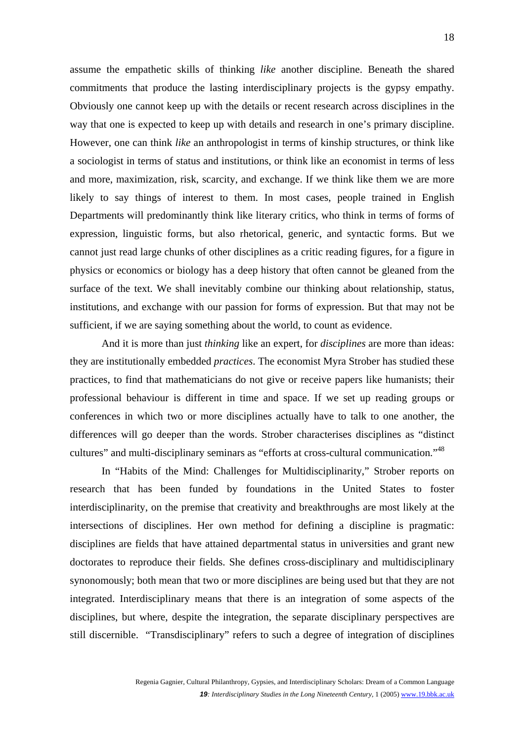assume the empathetic skills of thinking *like* another discipline. Beneath the shared commitments that produce the lasting interdisciplinary projects is the gypsy empathy. Obviously one cannot keep up with the details or recent research across disciplines in the way that one is expected to keep up with details and research in one's primary discipline. However, one can think *like* an anthropologist in terms of kinship structures, or think like a sociologist in terms of status and institutions, or think like an economist in terms of less and more, maximization, risk, scarcity, and exchange. If we think like them we are more likely to say things of interest to them. In most cases, people trained in English Departments will predominantly think like literary critics, who think in terms of forms of expression, linguistic forms, but also rhetorical, generic, and syntactic forms. But we cannot just read large chunks of other disciplines as a critic reading figures, for a figure in physics or economics or biology has a deep history that often cannot be gleaned from the surface of the text. We shall inevitably combine our thinking about relationship, status, institutions, and exchange with our passion for forms of expression. But that may not be sufficient, if we are saying something about the world, to count as evidence.

And it is more than just *thinking* like an expert, for *disciplines* are more than ideas: they are institutionally embedded *practices*. The economist Myra Strober has studied these practices, to find that mathematicians do not give or receive papers like humanists; their professional behaviour is different in time and space. If we set up reading groups or conferences in which two or more disciplines actually have to talk to one another, the differences will go deeper than the words. Strober characterises disciplines as "distinct cultures" and multi-disciplinary seminars as "efforts at cross-cultural communication."[48]

In "Habits of the Mind: Challenges for Multidisciplinarity," Strober reports on research that has been funded by foundations in the United States to foster interdisciplinarity, on the premise that creativity and breakthroughs are most likely at the intersections of disciplines. Her own method for defining a discipline is pragmatic: disciplines are fields that have attained departmental status in universities and grant new doctorates to reproduce their fields. She defines cross-disciplinary and multidisciplinary synonomously; both mean that two or more disciplines are being used but that they are not integrated. Interdisciplinary means that there is an integration of some aspects of the disciplines, but where, despite the integration, the separate disciplinary perspectives are still discernible. "Transdisciplinary" refers to such a degree of integration of disciplines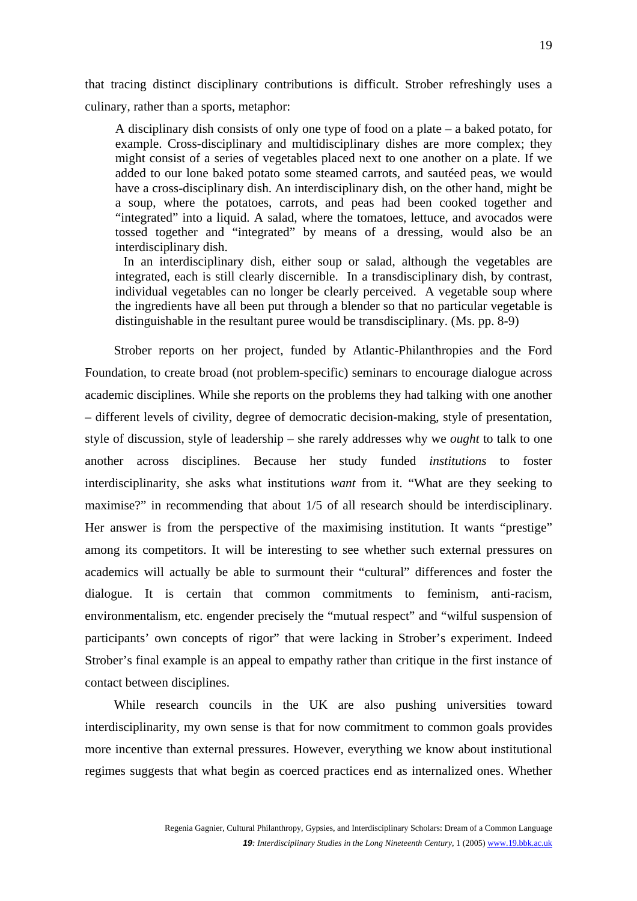that tracing distinct disciplinary contributions is difficult. Strober refreshingly uses a culinary, rather than a sports, metaphor:

> A disciplinary dish consists of only one type of food on a plate – a baked potato, for example. Cross-disciplinary and multidisciplinary dishes are more complex; they might consist of a series of vegetables placed next to one another on a plate. If we added to our lone baked potato some steamed carrots, and sautéed peas, we would have a cross-disciplinary dish. An interdisciplinary dish, on the other hand, might be a soup, where the potatoes, carrots, and peas had been cooked together and "integrated" into a liquid. A salad, where the tomatoes, lettuce, and avocados were tossed together and "integrated" by means of a dressing, would also be an interdisciplinary dish.
>
> In an interdisciplinary dish, either soup or salad, although the vegetables are integrated, each is still clearly discernible. In a transdisciplinary dish, by contrast, individual vegetables can no longer be clearly perceived. A vegetable soup where the ingredients have all been put through a blender so that no particular vegetable is distinguishable in the resultant puree would be transdisciplinary. (Ms. pp. 8-9)

Strober reports on her project, funded by Atlantic-Philanthropies and the Ford Foundation, to create broad (not problem-specific) seminars to encourage dialogue across academic disciplines. While she reports on the problems they had talking with one another – different levels of civility, degree of democratic decision-making, style of presentation, style of discussion, style of leadership – she rarely addresses why we *ought* to talk to one another across disciplines. Because her study funded *institutions* to foster interdisciplinarity, she asks what institutions *want* from it. "What are they seeking to maximise?" in recommending that about 1/5 of all research should be interdisciplinary. Her answer is from the perspective of the maximising institution. It wants "prestige" among its competitors. It will be interesting to see whether such external pressures on academics will actually be able to surmount their "cultural" differences and foster the dialogue. It is certain that common commitments to feminism, anti-racism, environmentalism, etc. engender precisely the "mutual respect" and "wilful suspension of participants' own concepts of rigor" that were lacking in Strober's experiment. Indeed Strober's final example is an appeal to empathy rather than critique in the first instance of contact between disciplines.

While research councils in the UK are also pushing universities toward interdisciplinarity, my own sense is that for now commitment to common goals provides more incentive than external pressures. However, everything we know about institutional regimes suggests that what begin as coerced practices end as internalized ones. Whether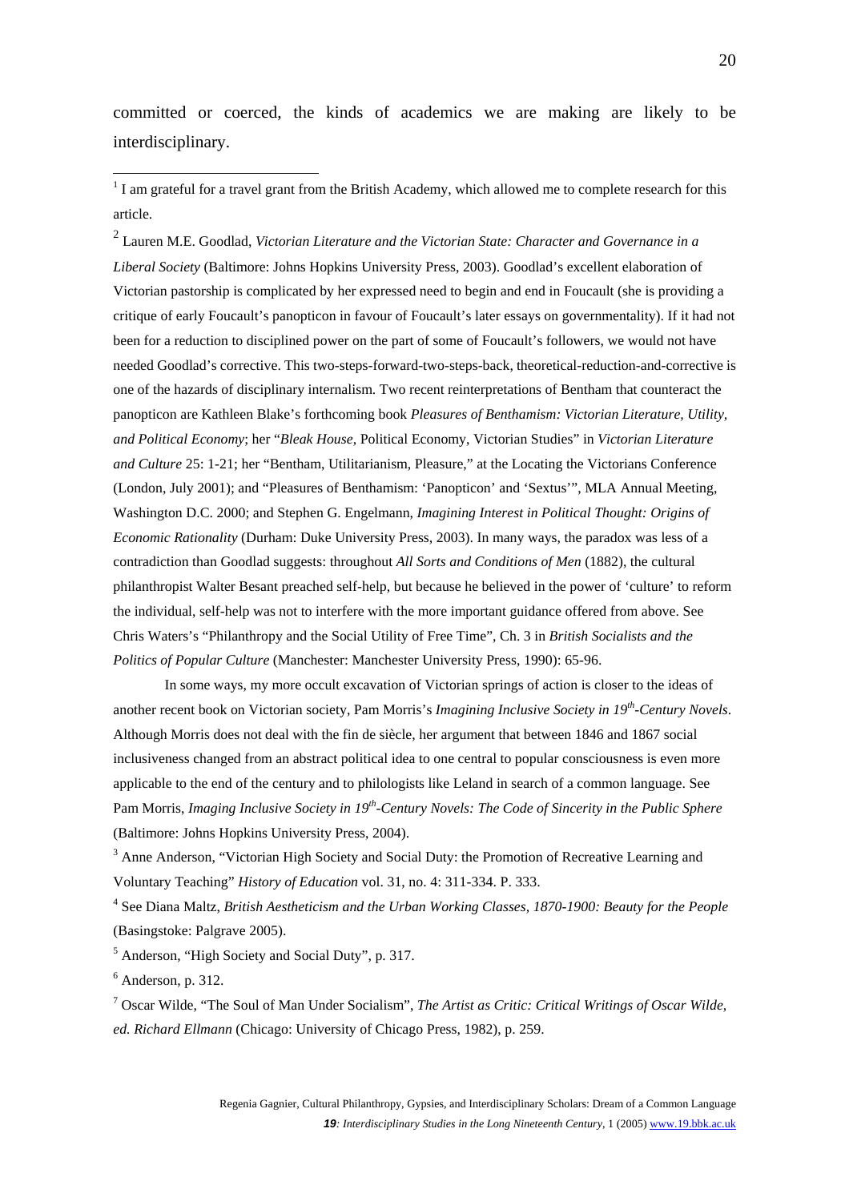committed or coerced, the kinds of academics we are making are likely to be interdisciplinary.

---

[1] I am grateful for a travel grant from the British Academy, which allowed me to complete research for this article.

[2] Lauren M.E. Goodlad, *Victorian Literature and the Victorian State: Character and Governance in a Liberal Society* (Baltimore: Johns Hopkins University Press, 2003). Goodlad's excellent elaboration of Victorian pastorship is complicated by her expressed need to begin and end in Foucault (she is providing a critique of early Foucault's panopticon in favour of Foucault's later essays on governmentality). If it had not been for a reduction to disciplined power on the part of some of Foucault's followers, we would not have needed Goodlad's corrective. This two-steps-forward-two-steps-back, theoretical-reduction-and-corrective is one of the hazards of disciplinary internalism. Two recent reinterpretations of Bentham that counteract the panopticon are Kathleen Blake's forthcoming book *Pleasures of Benthamism: Victorian Literature, Utility, and Political Economy*; her "*Bleak House*, Political Economy, Victorian Studies" in *Victorian Literature and Culture* 25: 1-21; her "Bentham, Utilitarianism, Pleasure," at the Locating the Victorians Conference (London, July 2001); and "Pleasures of Benthamism: 'Panopticon' and 'Sextus'", MLA Annual Meeting, Washington D.C. 2000; and Stephen G. Engelmann, *Imagining Interest in Political Thought: Origins of Economic Rationality* (Durham: Duke University Press, 2003). In many ways, the paradox was less of a contradiction than Goodlad suggests: throughout *All Sorts and Conditions of Men* (1882), the cultural philanthropist Walter Besant preached self-help, but because he believed in the power of 'culture' to reform the individual, self-help was not to interfere with the more important guidance offered from above. See Chris Waters's "Philanthropy and the Social Utility of Free Time", Ch. 3 in *British Socialists and the Politics of Popular Culture* (Manchester: Manchester University Press, 1990): 65-96.

In some ways, my more occult excavation of Victorian springs of action is closer to the ideas of another recent book on Victorian society, Pam Morris's *Imagining Inclusive Society in 19th-Century Novels*. Although Morris does not deal with the fin de siècle, her argument that between 1846 and 1867 social inclusiveness changed from an abstract political idea to one central to popular consciousness is even more applicable to the end of the century and to philologists like Leland in search of a common language. See Pam Morris, *Imaging Inclusive Society in 19th-Century Novels: The Code of Sincerity in the Public Sphere* (Baltimore: Johns Hopkins University Press, 2004).

[3] Anne Anderson, "Victorian High Society and Social Duty: the Promotion of Recreative Learning and Voluntary Teaching" *History of Education* vol. 31, no. 4: 311-334. P. 333.

[4] See Diana Maltz, *British Aestheticism and the Urban Working Classes, 1870-1900: Beauty for the People* (Basingstoke: Palgrave 2005).

[5] Anderson, "High Society and Social Duty", p. 317.

[6] Anderson, p. 312.

[7] Oscar Wilde, "The Soul of Man Under Socialism", *The Artist as Critic: Critical Writings of Oscar Wilde, ed. Richard Ellmann* (Chicago: University of Chicago Press, 1982), p. 259.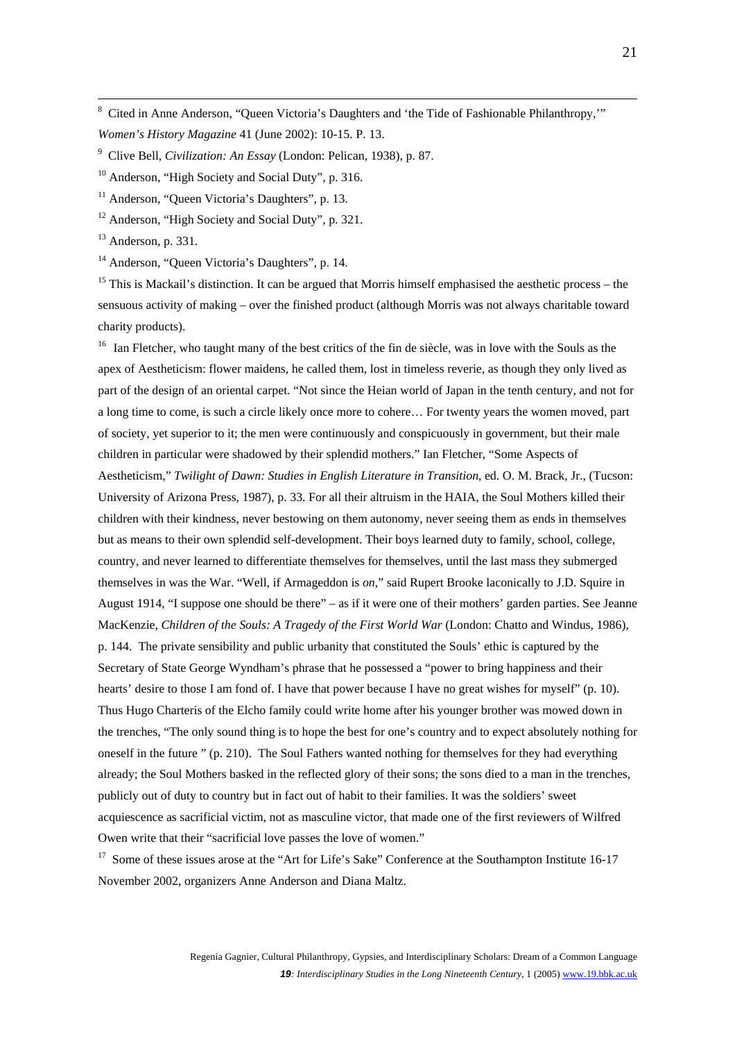[8] Cited in Anne Anderson, "Queen Victoria's Daughters and 'the Tide of Fashionable Philanthropy,'" *Women's History Magazine* 41 (June 2002): 10-15. P. 13.

[9] Clive Bell, *Civilization: An Essay* (London: Pelican, 1938), p. 87.

[10] Anderson, "High Society and Social Duty", p. 316.

[11] Anderson, "Queen Victoria's Daughters", p. 13.

[12] Anderson, "High Society and Social Duty", p. 321.

[13] Anderson, p. 331.

[14] Anderson, "Queen Victoria's Daughters", p. 14.

[15] This is Mackail's distinction. It can be argued that Morris himself emphasised the aesthetic process – the sensuous activity of making – over the finished product (although Morris was not always charitable toward charity products).

[16] Ian Fletcher, who taught many of the best critics of the fin de siècle, was in love with the Souls as the apex of Aestheticism: flower maidens, he called them, lost in timeless reverie, as though they only lived as part of the design of an oriental carpet. "Not since the Heian world of Japan in the tenth century, and not for a long time to come, is such a circle likely once more to cohere… For twenty years the women moved, part of society, yet superior to it; the men were continuously and conspicuously in government, but their male children in particular were shadowed by their splendid mothers." Ian Fletcher, "Some Aspects of Aestheticism," *Twilight of Dawn: Studies in English Literature in Transition*, ed. O. M. Brack, Jr., (Tucson: University of Arizona Press, 1987), p. 33. For all their altruism in the HAIA, the Soul Mothers killed their children with their kindness, never bestowing on them autonomy, never seeing them as ends in themselves but as means to their own splendid self-development. Their boys learned duty to family, school, college, country, and never learned to differentiate themselves for themselves, until the last mass they submerged themselves in was the War. "Well, if Armageddon is *on*," said Rupert Brooke laconically to J.D. Squire in August 1914, "I suppose one should be there" – as if it were one of their mothers' garden parties. See Jeanne MacKenzie, *Children of the Souls: A Tragedy of the First World War* (London: Chatto and Windus, 1986), p. 144. The private sensibility and public urbanity that constituted the Souls' ethic is captured by the Secretary of State George Wyndham's phrase that he possessed a "power to bring happiness and their hearts' desire to those I am fond of. I have that power because I have no great wishes for myself" (p. 10). Thus Hugo Charteris of the Elcho family could write home after his younger brother was mowed down in the trenches, "The only sound thing is to hope the best for one's country and to expect absolutely nothing for oneself in the future " (p. 210). The Soul Fathers wanted nothing for themselves for they had everything already; the Soul Mothers basked in the reflected glory of their sons; the sons died to a man in the trenches, publicly out of duty to country but in fact out of habit to their families. It was the soldiers' sweet acquiescence as sacrificial victim, not as masculine victor, that made one of the first reviewers of Wilfred Owen write that their "sacrificial love passes the love of women."

[17] Some of these issues arose at the "Art for Life's Sake" Conference at the Southampton Institute 16-17 November 2002, organizers Anne Anderson and Diana Maltz.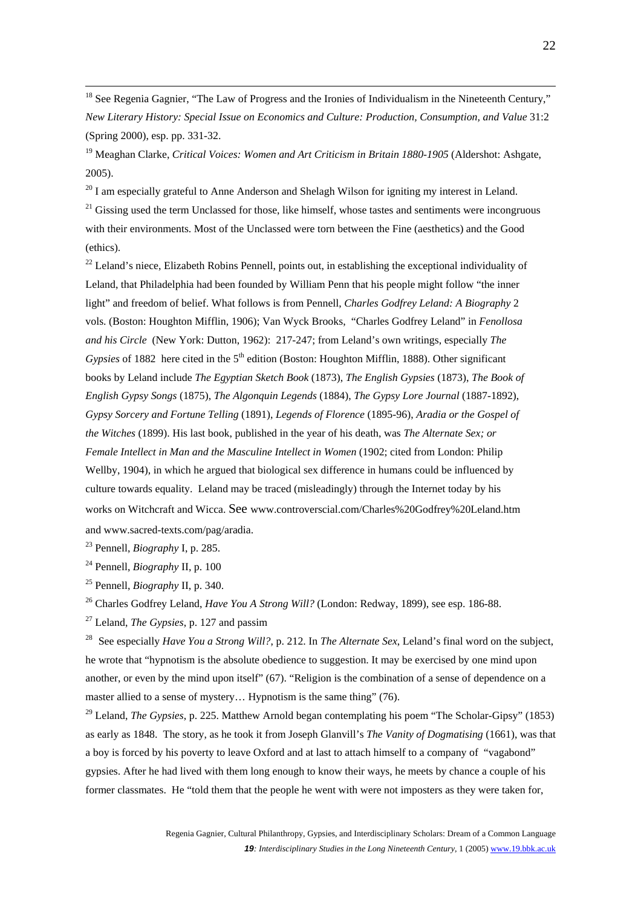[18] See Regenia Gagnier, "The Law of Progress and the Ironies of Individualism in the Nineteenth Century," *New Literary History: Special Issue on Economics and Culture: Production, Consumption, and Value* 31:2 (Spring 2000), esp. pp. 331-32.

[19] Meaghan Clarke, *Critical Voices: Women and Art Criticism in Britain 1880-1905* (Aldershot: Ashgate, 2005).

[20] I am especially grateful to Anne Anderson and Shelagh Wilson for igniting my interest in Leland.

[21] Gissing used the term Unclassed for those, like himself, whose tastes and sentiments were incongruous with their environments. Most of the Unclassed were torn between the Fine (aesthetics) and the Good (ethics).

[22] Leland's niece, Elizabeth Robins Pennell, points out, in establishing the exceptional individuality of Leland, that Philadelphia had been founded by William Penn that his people might follow "the inner light" and freedom of belief. What follows is from Pennell, *Charles Godfrey Leland: A Biography* 2 vols. (Boston: Houghton Mifflin, 1906); Van Wyck Brooks, "Charles Godfrey Leland" in *Fenollosa and his Circle* (New York: Dutton, 1962): 217-247; from Leland's own writings, especially *The Gypsies* of 1882 here cited in the 5th edition (Boston: Houghton Mifflin, 1888). Other significant books by Leland include *The Egyptian Sketch Book* (1873), *The English Gypsies* (1873), *The Book of English Gypsy Songs* (1875), *The Algonquin Legends* (1884), *The Gypsy Lore Journal* (1887-1892), *Gypsy Sorcery and Fortune Telling* (1891), *Legends of Florence* (1895-96), *Aradia or the Gospel of the Witches* (1899). His last book, published in the year of his death, was *The Alternate Sex; or Female Intellect in Man and the Masculine Intellect in Women* (1902; cited from London: Philip Wellby, 1904), in which he argued that biological sex difference in humans could be influenced by culture towards equality. Leland may be traced (misleadingly) through the Internet today by his works on Witchcraft and Wicca. See www.controverscial.com/Charles%20Godfrey%20Leland.htm and www.sacred-texts.com/pag/aradia.

[23] Pennell, *Biography* I, p. 285.

[24] Pennell, *Biography* II, p. 100

[25] Pennell, *Biography* II, p. 340.

[26] Charles Godfrey Leland, *Have You A Strong Will?* (London: Redway, 1899), see esp. 186-88.

[27] Leland, *The Gypsies*, p. 127 and passim

[28] See especially *Have You a Strong Will?*, p. 212. In *The Alternate Sex*, Leland's final word on the subject, he wrote that "hypnotism is the absolute obedience to suggestion. It may be exercised by one mind upon another, or even by the mind upon itself" (67). "Religion is the combination of a sense of dependence on a master allied to a sense of mystery… Hypnotism is the same thing" (76).

[29] Leland, *The Gypsies*, p. 225. Matthew Arnold began contemplating his poem "The Scholar-Gipsy" (1853) as early as 1848. The story, as he took it from Joseph Glanvill's *The Vanity of Dogmatising* (1661), was that a boy is forced by his poverty to leave Oxford and at last to attach himself to a company of "vagabond" gypsies. After he had lived with them long enough to know their ways, he meets by chance a couple of his former classmates. He "told them that the people he went with were not imposters as they were taken for,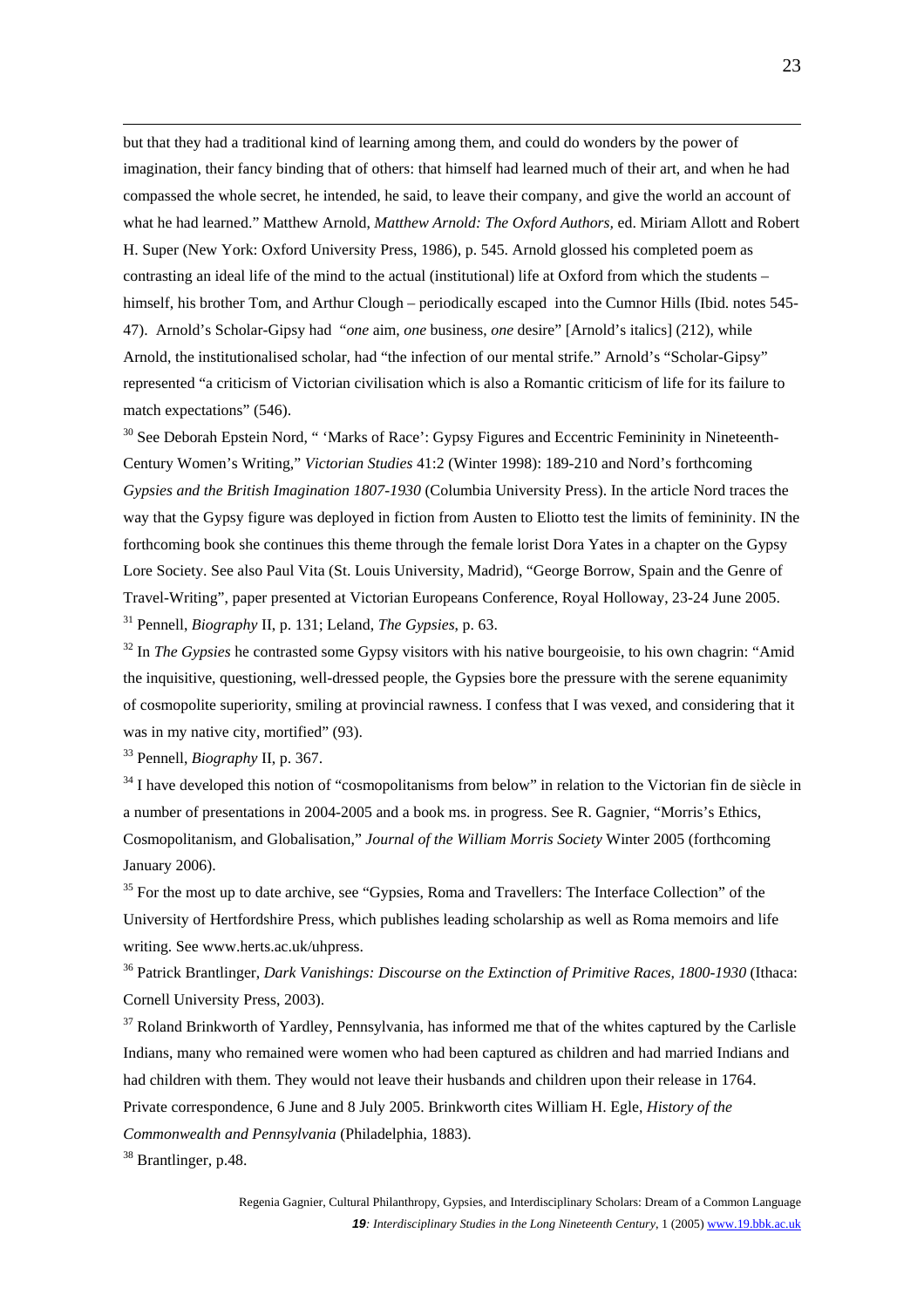but that they had a traditional kind of learning among them, and could do wonders by the power of imagination, their fancy binding that of others: that himself had learned much of their art, and when he had compassed the whole secret, he intended, he said, to leave their company, and give the world an account of what he had learned." Matthew Arnold, *Matthew Arnold: The Oxford Authors,* ed. Miriam Allott and Robert H. Super (New York: Oxford University Press, 1986), p. 545. Arnold glossed his completed poem as contrasting an ideal life of the mind to the actual (institutional) life at Oxford from which the students – himself, his brother Tom, and Arthur Clough – periodically escaped into the Cumnor Hills (Ibid. notes 545-47). Arnold's Scholar-Gipsy had "*one* aim, *one* business, *one* desire" [Arnold's italics] (212), while Arnold, the institutionalised scholar, had "the infection of our mental strife." Arnold's "Scholar-Gipsy" represented "a criticism of Victorian civilisation which is also a Romantic criticism of life for its failure to match expectations" (546).

[30] See Deborah Epstein Nord, " 'Marks of Race': Gypsy Figures and Eccentric Femininity in Nineteenth-Century Women's Writing," *Victorian Studies* 41:2 (Winter 1998): 189-210 and Nord's forthcoming *Gypsies and the British Imagination 1807-1930* (Columbia University Press). In the article Nord traces the way that the Gypsy figure was deployed in fiction from Austen to Eliotto test the limits of femininity. IN the forthcoming book she continues this theme through the female lorist Dora Yates in a chapter on the Gypsy Lore Society. See also Paul Vita (St. Louis University, Madrid), "George Borrow, Spain and the Genre of Travel-Writing", paper presented at Victorian Europeans Conference, Royal Holloway, 23-24 June 2005.

[31] Pennell, *Biography* II, p. 131; Leland, *The Gypsies*, p. 63.

[32] In *The Gypsies* he contrasted some Gypsy visitors with his native bourgeoisie, to his own chagrin: "Amid the inquisitive, questioning, well-dressed people, the Gypsies bore the pressure with the serene equanimity of cosmopolite superiority, smiling at provincial rawness. I confess that I was vexed, and considering that it was in my native city, mortified" (93).

[33] Pennell, *Biography* II, p. 367.

[34] I have developed this notion of "cosmopolitanisms from below" in relation to the Victorian fin de siècle in a number of presentations in 2004-2005 and a book ms. in progress. See R. Gagnier, "Morris's Ethics, Cosmopolitanism, and Globalisation," *Journal of the William Morris Society* Winter 2005 (forthcoming January 2006).

[35] For the most up to date archive, see "Gypsies, Roma and Travellers: The Interface Collection" of the University of Hertfordshire Press, which publishes leading scholarship as well as Roma memoirs and life writing. See www.herts.ac.uk/uhpress.

[36] Patrick Brantlinger, *Dark Vanishings: Discourse on the Extinction of Primitive Races, 1800-1930* (Ithaca: Cornell University Press, 2003).

[37] Roland Brinkworth of Yardley, Pennsylvania, has informed me that of the whites captured by the Carlisle Indians, many who remained were women who had been captured as children and had married Indians and had children with them. They would not leave their husbands and children upon their release in 1764. Private correspondence, 6 June and 8 July 2005. Brinkworth cites William H. Egle, *History of the Commonwealth and Pennsylvania* (Philadelphia, 1883).

[38] Brantlinger, p.48.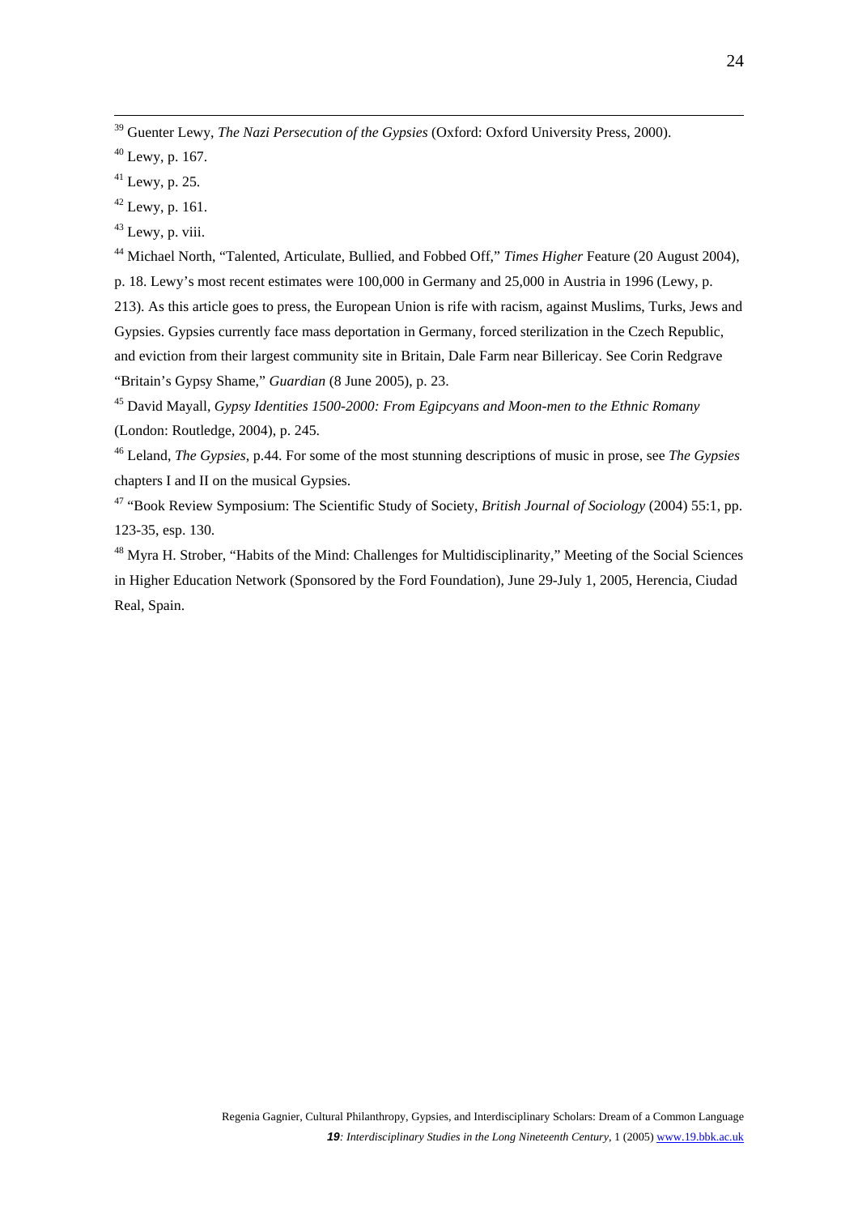[39] Guenter Lewy, *The Nazi Persecution of the Gypsies* (Oxford: Oxford University Press, 2000).

[40] Lewy, p. 167.

[41] Lewy, p. 25.

[42] Lewy, p. 161.

[43] Lewy, p. viii.

[44] Michael North, "Talented, Articulate, Bullied, and Fobbed Off," *Times Higher* Feature (20 August 2004), p. 18. Lewy's most recent estimates were 100,000 in Germany and 25,000 in Austria in 1996 (Lewy, p. 213). As this article goes to press, the European Union is rife with racism, against Muslims, Turks, Jews and Gypsies. Gypsies currently face mass deportation in Germany, forced sterilization in the Czech Republic, and eviction from their largest community site in Britain, Dale Farm near Billericay. See Corin Redgrave "Britain's Gypsy Shame," *Guardian* (8 June 2005), p. 23.

[45] David Mayall, *Gypsy Identities 1500-2000: From Egipcyans and Moon-men to the Ethnic Romany* (London: Routledge, 2004), p. 245.

[46] Leland, *The Gypsies*, p.44. For some of the most stunning descriptions of music in prose, see *The Gypsies* chapters I and II on the musical Gypsies.

[47] "Book Review Symposium: The Scientific Study of Society, *British Journal of Sociology* (2004) 55:1, pp. 123-35, esp. 130.

[48] Myra H. Strober, "Habits of the Mind: Challenges for Multidisciplinarity," Meeting of the Social Sciences in Higher Education Network (Sponsored by the Ford Foundation), June 29-July 1, 2005, Herencia, Ciudad Real, Spain.